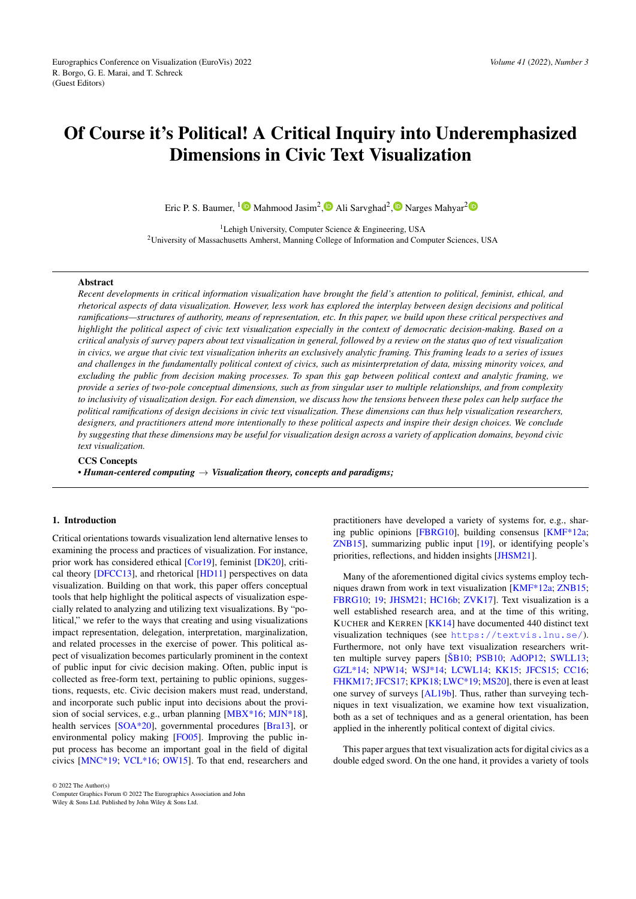# Of Course it's Political! A Critical Inquiry into Underemphasized Dimensions in Civic Text Visualization

Eric P. S. Baumer, [1] Mahmood Jasim[2], Ali Sarvghad[2], Narges Mahyar[2]

[1]Lehigh University, Computer Science & Engineering, USA
[2]University of Massachusetts Amherst, Manning College of Information and Computer Sciences, USA

## Abstract

*Recent developments in critical information visualization have brought the field's attention to political, feminist, ethical, and rhetorical aspects of data visualization. However, less work has explored the interplay between design decisions and political ramifications—structures of authority, means of representation, etc. In this paper, we build upon these critical perspectives and highlight the political aspect of civic text visualization especially in the context of democratic decision-making. Based on a critical analysis of survey papers about text visualization in general, followed by a review on the status quo of text visualization in civics, we argue that civic text visualization inherits an exclusively analytic framing. This framing leads to a series of issues and challenges in the fundamentally political context of civics, such as misinterpretation of data, missing minority voices, and excluding the public from decision making processes. To span this gap between political context and analytic framing, we provide a series of two-pole conceptual dimensions, such as from singular user to multiple relationships, and from complexity to inclusivity of visualization design. For each dimension, we discuss how the tensions between these poles can help surface the political ramifications of design decisions in civic text visualization. These dimensions can thus help visualization researchers, designers, and practitioners attend more intentionally to these political aspects and inspire their design choices. We conclude by suggesting that these dimensions may be useful for visualization design across a variety of application domains, beyond civic text visualization.*

**CCS Concepts**

• ***Human-centered computing*** → ***Visualization theory, concepts and paradigms;***

## 1. Introduction

Critical orientations towards visualization lend alternative lenses to examining the process and practices of visualization. For instance, prior work has considered ethical [Cor19], feminist [DK20], critical theory [DFCC13], and rhetorical [HD11] perspectives on data visualization. Building on that work, this paper offers conceptual tools that help highlight the political aspects of visualization especially related to analyzing and utilizing text visualizations. By "political," we refer to the ways that creating and using visualizations impact representation, delegation, interpretation, marginalization, and related processes in the exercise of power. This political aspect of visualization becomes particularly prominent in the context of public input for civic decision making. Often, public input is collected as free-form text, pertaining to public opinions, suggestions, requests, etc. Civic decision makers must read, understand, and incorporate such public input into decisions about the provision of social services, e.g., urban planning [MBX*16; MJN*18], health services [SOA*20], governmental procedures [Bra13], or environmental policy making [FO05]. Improving the public input process has become an important goal in the field of digital civics [MNC*19; VCL*16; OW15]. To that end, researchers and practitioners have developed a variety of systems for, e.g., sharing public opinions [FBRG10], building consensus [KMF*12a; ZNB15], summarizing public input [19], or identifying people's priorities, reflections, and hidden insights [JHSM21].

Many of the aforementioned digital civics systems employ techniques drawn from work in text visualization [KMF*12a; ZNB15; FBRG10; 19; JHSM21; HC16b; ZVK17]. Text visualization is a well established research area, and at the time of this writing, KUCHER and KERREN [KK14] have documented 440 distinct text visualization techniques (see https://textvis.lnu.se/). Furthermore, not only have text visualization researchers written multiple survey papers [ŠB10; PSB10; AdOP12; SWLL13; GZL*14; NPW14; WSJ*14; LCWL14; KK15; JFCS15; CC16; FHKM17; JFCS17; KPK18; LWC*19; MS20], there is even at least one survey of surveys [AL19b]. Thus, rather than surveying techniques in text visualization, we examine how text visualization, both as a set of techniques and as a general orientation, has been applied in the inherently political context of digital civics.

This paper argues that text visualization acts for digital civics as a double edged sword. On the one hand, it provides a variety of tools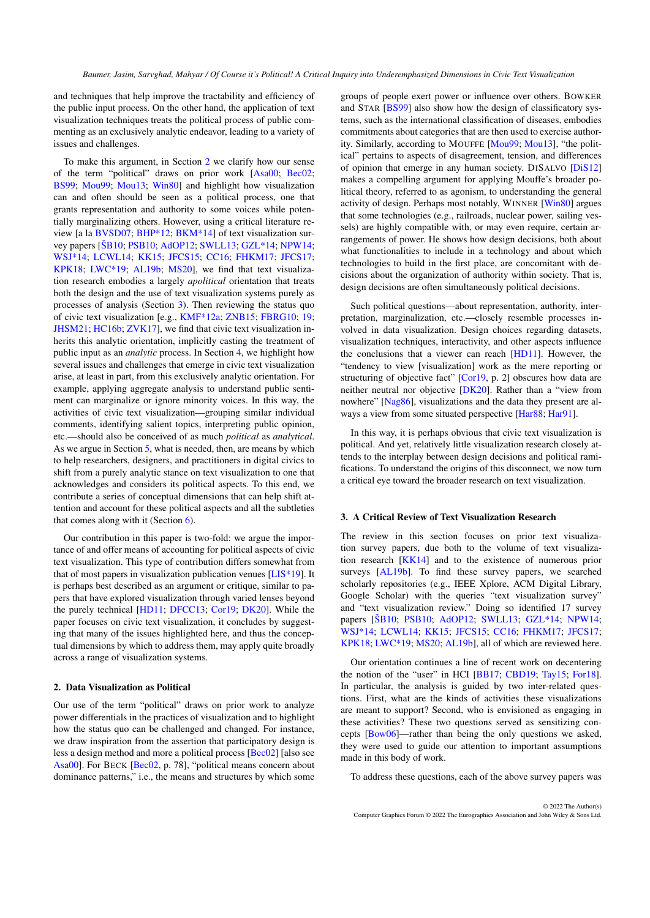and techniques that help improve the tractability and efficiency of the public input process. On the other hand, the application of text visualization techniques treats the political process of public commenting as an exclusively analytic endeavor, leading to a variety of issues and challenges.

To make this argument, in Section 2 we clarify how our sense of the term "political" draws on prior work [Asa00; Bec02; BS99; Mou99; Mou13; Win80] and highlight how visualization can and often should be seen as a political process, one that grants representation and authority to some voices while potentially marginalizing others. However, using a critical literature review [a la BVSD07; BHP*12; BKM*14] of text visualization survey papers [ŠB10; PSB10; AdOP12; SWLL13; GZL*14; NPW14; WSJ*14; LCWL14; KK15; JFCS15; CC16; FHKM17; JFCS17; KPK18; LWC*19; AL19b; MS20], we find that text visualization research embodies a largely *apolitical* orientation that treats both the design and the use of text visualization systems purely as processes of analysis (Section 3). Then reviewing the status quo of civic text visualization [e.g., KMF*12a; ZNB15; FBRG10; 19; JHSM21; HC16b; ZVK17], we find that civic text visualization inherits this analytic orientation, implicitly casting the treatment of public input as an *analytic* process. In Section 4, we highlight how several issues and challenges that emerge in civic text visualization arise, at least in part, from this exclusively analytic orientation. For example, applying aggregate analysis to understand public sentiment can marginalize or ignore minority voices. In this way, the activities of civic text visualization—grouping similar individual comments, identifying salient topics, interpreting public opinion, etc.—should also be conceived of as much *political* as *analytical*. As we argue in Section 5, what is needed, then, are means by which to help researchers, designers, and practitioners in digital civics to shift from a purely analytic stance on text visualization to one that acknowledges and considers its political aspects. To this end, we contribute a series of conceptual dimensions that can help shift attention and account for these political aspects and all the subtleties that comes along with it (Section 6).

Our contribution in this paper is two-fold: we argue the importance of and offer means of accounting for political aspects of civic text visualization. This type of contribution differs somewhat from that of most papers in visualization publication venues [LIS*19]. It is perhaps best described as an argument or critique, similar to papers that have explored visualization through varied lenses beyond the purely technical [HD11; DFCC13; Cor19; DK20]. While the paper focuses on civic text visualization, it concludes by suggesting that many of the issues highlighted here, and thus the conceptual dimensions by which to address them, may apply quite broadly across a range of visualization systems.

## 2. Data Visualization as Political

Our use of the term "political" draws on prior work to analyze power differentials in the practices of visualization and to highlight how the status quo can be challenged and changed. For instance, we draw inspiration from the assertion that participatory design is less a design method and more a political process [Bec02] [also see Asa00]. For Beck [Bec02, p. 78], "political means concern about dominance patterns," i.e., the means and structures by which some groups of people exert power or influence over others. Bowker and Star [BS99] also show how the design of classificatory systems, such as the international classification of diseases, embodies commitments about categories that are then used to exercise authority. Similarly, according to Mouffe [Mou99; Mou13], "the political" pertains to aspects of disagreement, tension, and differences of opinion that emerge in any human society. DiSalvo [DiS12] makes a compelling argument for applying Mouffe's broader political theory, referred to as agonism, to understanding the general activity of design. Perhaps most notably, Winner [Win80] argues that some technologies (e.g., railroads, nuclear power, sailing vessels) are highly compatible with, or may even require, certain arrangements of power. He shows how design decisions, both about what functionalities to include in a technology and about which technologies to build in the first place, are concomitant with decisions about the organization of authority within society. That is, design decisions are often simultaneously political decisions.

Such political questions—about representation, authority, interpretation, marginalization, etc.—closely resemble processes involved in data visualization. Design choices regarding datasets, visualization techniques, interactivity, and other aspects influence the conclusions that a viewer can reach [HD11]. However, the "tendency to view [visualization] work as the mere reporting or structuring of objective fact" [Cor19, p. 2] obscures how data are neither neutral nor objective [DK20]. Rather than a "view from nowhere" [Nag86], visualizations and the data they present are always a view from some situated perspective [Har88; Har91].

In this way, it is perhaps obvious that civic text visualization is political. And yet, relatively little visualization research closely attends to the interplay between design decisions and political ramifications. To understand the origins of this disconnect, we now turn a critical eye toward the broader research on text visualization.

## 3. A Critical Review of Text Visualization Research

The review in this section focuses on prior text visualization survey papers, due both to the volume of text visualization research [KK14] and to the existence of numerous prior surveys [AL19b]. To find these survey papers, we searched scholarly repositories (e.g., IEEE Xplore, ACM Digital Library, Google Scholar) with the queries "text visualization survey" and "text visualization review." Doing so identified 17 survey papers [ŠB10; PSB10; AdOP12; SWLL13; GZL*14; NPW14; WSJ*14; LCWL14; KK15; JFCS15; CC16; FHKM17; JFCS17; KPK18; LWC*19; MS20; AL19b], all of which are reviewed here.

Our orientation continues a line of recent work on decentering the notion of the "user" in HCI [BB17; CBD19; Tay15; For18]. In particular, the analysis is guided by two inter-related questions. First, what are the kinds of activities these visualizations are meant to support? Second, who is envisioned as engaging in these activities? These two questions served as sensitizing concepts [Bow06]—rather than being the only questions we asked, they were used to guide our attention to important assumptions made in this body of work.

To address these questions, each of the above survey papers was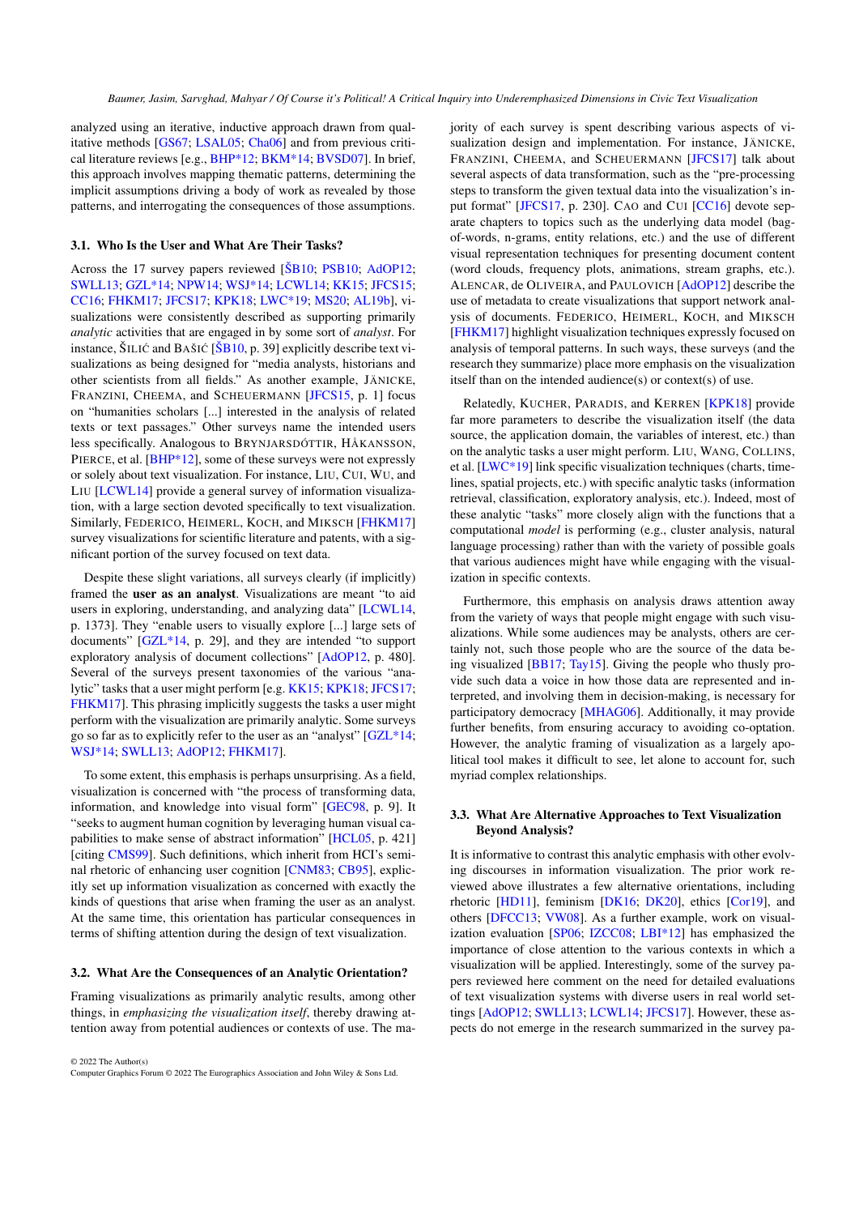analyzed using an iterative, inductive approach drawn from qualitative methods [GS67; LSAL05; Cha06] and from previous critical literature reviews [e.g., BHP*12; BKM*14; BVSD07]. In brief, this approach involves mapping thematic patterns, determining the implicit assumptions driving a body of work as revealed by those patterns, and interrogating the consequences of those assumptions.

### 3.1. Who Is the User and What Are Their Tasks?

Across the 17 survey papers reviewed [ŠB10; PSB10; AdOP12; SWLL13; GZL*14; NPW14; WSJ*14; LCWL14; KK15; JFCS15; CC16; FHKM17; JFCS17; KPK18; LWC*19; MS20; AL19b], visualizations were consistently described as supporting primarily *analytic* activities that are engaged in by some sort of *analyst*. For instance, Šilić and Bašić [ŠB10, p. 39] explicitly describe text visualizations as being designed for "media analysts, historians and other scientists from all fields." As another example, Jänicke, Franzini, Cheema, and Scheuermann [JFCS15, p. 1] focus on "humanities scholars [...] interested in the analysis of related texts or text passages." Other surveys name the intended users less specifically. Analogous to Brynjarsdóttir, Håkansson, Pierce, et al. [BHP*12], some of these surveys were not expressly or solely about text visualization. For instance, Liu, Cui, Wu, and Liu [LCWL14] provide a general survey of information visualization, with a large section devoted specifically to text visualization. Similarly, Federico, Heimerl, Koch, and Miksch [FHKM17] survey visualizations for scientific literature and patents, with a significant portion of the survey focused on text data.

Despite these slight variations, all surveys clearly (if implicitly) framed the **user as an analyst**. Visualizations are meant "to aid users in exploring, understanding, and analyzing data" [LCWL14, p. 1373]. They "enable users to visually explore [...] large sets of documents" [GZL*14, p. 29], and they are intended "to support exploratory analysis of document collections" [AdOP12, p. 480]. Several of the surveys present taxonomies of the various "analytic" tasks that a user might perform [e.g. KK15; KPK18; JFCS17; FHKM17]. This phrasing implicitly suggests the tasks a user might perform with the visualization are primarily analytic. Some surveys go so far as to explicitly refer to the user as an "analyst" [GZL*14; WSJ*14; SWLL13; AdOP12; FHKM17].

To some extent, this emphasis is perhaps unsurprising. As a field, visualization is concerned with "the process of transforming data, information, and knowledge into visual form" [GEC98, p. 9]. It "seeks to augment human cognition by leveraging human visual capabilities to make sense of abstract information" [HCL05, p. 421] [citing CMS99]. Such definitions, which inherit from HCI's seminal rhetoric of enhancing user cognition [CNM83; CB95], explicitly set up information visualization as concerned with exactly the kinds of questions that arise when framing the user as an analyst. At the same time, this orientation has particular consequences in terms of shifting attention during the design of text visualization.

### 3.2. What Are the Consequences of an Analytic Orientation?

Framing visualizations as primarily analytic results, among other things, in *emphasizing the visualization itself*, thereby drawing attention away from potential audiences or contexts of use. The majority of each survey is spent describing various aspects of visualization design and implementation. For instance, Jänicke, Franzini, Cheema, and Scheuermann [JFCS17] talk about several aspects of data transformation, such as the "pre-processing steps to transform the given textual data into the visualization's input format" [JFCS17, p. 230]. Cao and Cui [CC16] devote separate chapters to topics such as the underlying data model (bag-of-words, n-grams, entity relations, etc.) and the use of different visual representation techniques for presenting document content (word clouds, frequency plots, animations, stream graphs, etc.). Alencar, de Oliveira, and Paulovich [AdOP12] describe the use of metadata to create visualizations that support network analysis of documents. Federico, Heimerl, Koch, and Miksch [FHKM17] highlight visualization techniques expressly focused on analysis of temporal patterns. In such ways, these surveys (and the research they summarize) place more emphasis on the visualization itself than on the intended audience(s) or context(s) of use.

Relatedly, Kucher, Paradis, and Kerren [KPK18] provide far more parameters to describe the visualization itself (the data source, the application domain, the variables of interest, etc.) than on the analytic tasks a user might perform. Liu, Wang, Collins, et al. [LWC*19] link specific visualization techniques (charts, timelines, spatial projects, etc.) with specific analytic tasks (information retrieval, classification, exploratory analysis, etc.). Indeed, most of these analytic "tasks" more closely align with the functions that a computational *model* is performing (e.g., cluster analysis, natural language processing) rather than with the variety of possible goals that various audiences might have while engaging with the visualization in specific contexts.

Furthermore, this emphasis on analysis draws attention away from the variety of ways that people might engage with such visualizations. While some audiences may be analysts, others are certainly not, such those people who are the source of the data being visualized [BB17; Tay15]. Giving the people who thusly provide such data a voice in how those data are represented and interpreted, and involving them in decision-making, is necessary for participatory democracy [MHAG06]. Additionally, it may provide further benefits, from ensuring accuracy to avoiding co-optation. However, the analytic framing of visualization as a largely apolitical tool makes it difficult to see, let alone to account for, such myriad complex relationships.

### 3.3. What Are Alternative Approaches to Text Visualization Beyond Analysis?

It is informative to contrast this analytic emphasis with other evolving discourses in information visualization. The prior work reviewed above illustrates a few alternative orientations, including rhetoric [HD11], feminism [DK16; DK20], ethics [Cor19], and others [DFCC13; VW08]. As a further example, work on visualization evaluation [SP06; IZCC08; LBI*12] has emphasized the importance of close attention to the various contexts in which a visualization will be applied. Interestingly, some of the survey papers reviewed here comment on the need for detailed evaluations of text visualization systems with diverse users in real world settings [AdOP12; SWLL13; LCWL14; JFCS17]. However, these aspects do not emerge in the research summarized in the survey pa-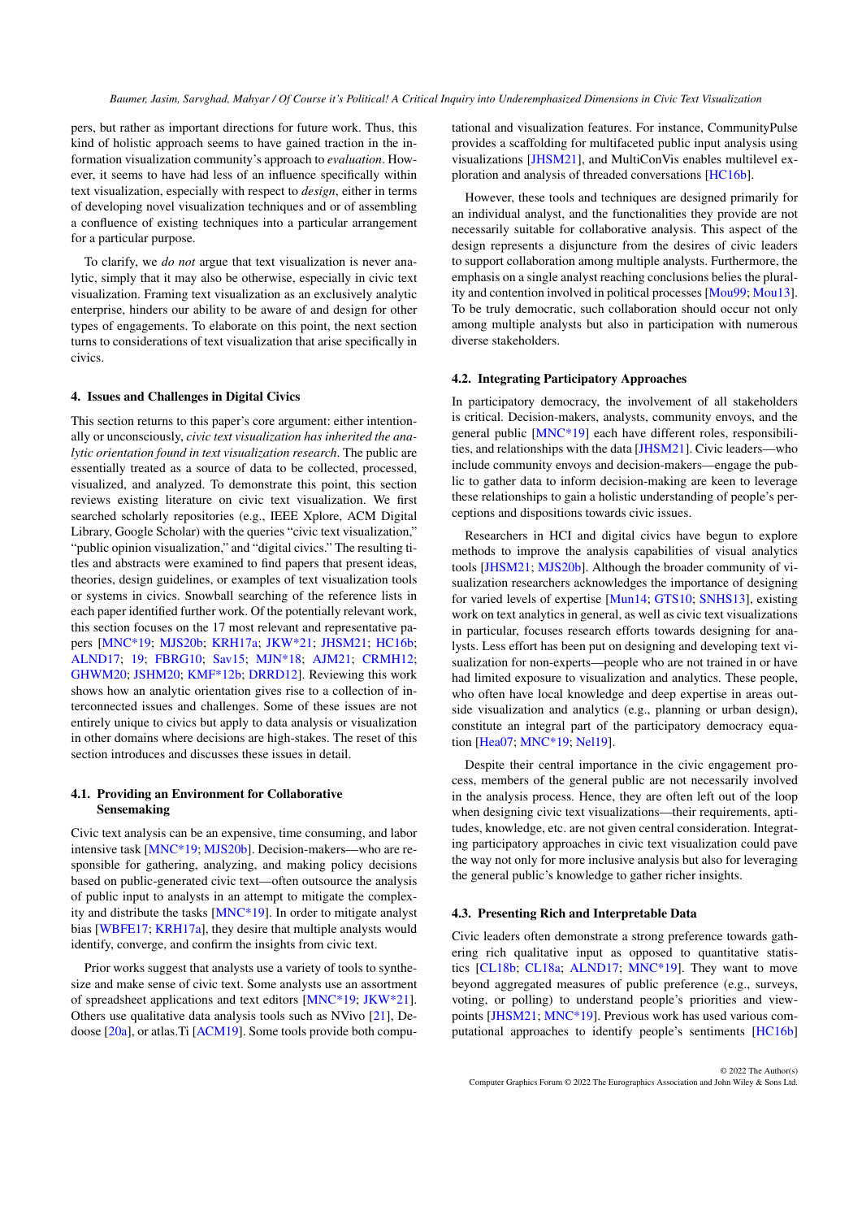pers, but rather as important directions for future work. Thus, this kind of holistic approach seems to have gained traction in the information visualization community's approach to *evaluation*. However, it seems to have had less of an influence specifically within text visualization, especially with respect to *design*, either in terms of developing novel visualization techniques and or of assembling a confluence of existing techniques into a particular arrangement for a particular purpose.

To clarify, we *do not* argue that text visualization is never analytic, simply that it may also be otherwise, especially in civic text visualization. Framing text visualization as an exclusively analytic enterprise, hinders our ability to be aware of and design for other types of engagements. To elaborate on this point, the next section turns to considerations of text visualization that arise specifically in civics.

## 4. Issues and Challenges in Digital Civics

This section returns to this paper's core argument: either intentionally or unconsciously, *civic text visualization has inherited the analytic orientation found in text visualization research*. The public are essentially treated as a source of data to be collected, processed, visualized, and analyzed. To demonstrate this point, this section reviews existing literature on civic text visualization. We first searched scholarly repositories (e.g., IEEE Xplore, ACM Digital Library, Google Scholar) with the queries "civic text visualization," "public opinion visualization," and "digital civics." The resulting titles and abstracts were examined to find papers that present ideas, theories, design guidelines, or examples of text visualization tools or systems in civics. Snowball searching of the reference lists in each paper identified further work. Of the potentially relevant work, this section focuses on the 17 most relevant and representative papers [MNC*19; MJS20b; KRH17a; JKW*21; JHSM21; HC16b; ALND17; 19; FBRG10; Sav15; MJN*18; AJM21; CRMH12; GHWM20; JSHM20; KMF*12b; DRRD12]. Reviewing this work shows how an analytic orientation gives rise to a collection of interconnected issues and challenges. Some of these issues are not entirely unique to civics but apply to data analysis or visualization in other domains where decisions are high-stakes. The reset of this section introduces and discusses these issues in detail.

### 4.1. Providing an Environment for Collaborative Sensemaking

Civic text analysis can be an expensive, time consuming, and labor intensive task [MNC*19; MJS20b]. Decision-makers—who are responsible for gathering, analyzing, and making policy decisions based on public-generated civic text—often outsource the analysis of public input to analysts in an attempt to mitigate the complexity and distribute the tasks [MNC*19]. In order to mitigate analyst bias [WBFE17; KRH17a], they desire that multiple analysts would identify, converge, and confirm the insights from civic text.

Prior works suggest that analysts use a variety of tools to synthesize and make sense of civic text. Some analysts use an assortment of spreadsheet applications and text editors [MNC*19; JKW*21]. Others use qualitative data analysis tools such as NVivo [21], Dedoose [20a], or atlas.Ti [ACM19]. Some tools provide both computational and visualization features. For instance, CommunityPulse provides a scaffolding for multifaceted public input analysis using visualizations [JHSM21], and MultiConVis enables multilevel exploration and analysis of threaded conversations [HC16b].

However, these tools and techniques are designed primarily for an individual analyst, and the functionalities they provide are not necessarily suitable for collaborative analysis. This aspect of the design represents a disjuncture from the desires of civic leaders to support collaboration among multiple analysts. Furthermore, the emphasis on a single analyst reaching conclusions belies the plurality and contention involved in political processes [Mou99; Mou13]. To be truly democratic, such collaboration should occur not only among multiple analysts but also in participation with numerous diverse stakeholders.

### 4.2. Integrating Participatory Approaches

In participatory democracy, the involvement of all stakeholders is critical. Decision-makers, analysts, community envoys, and the general public [MNC*19] each have different roles, responsibilities, and relationships with the data [JHSM21]. Civic leaders—who include community envoys and decision-makers—engage the public to gather data to inform decision-making are keen to leverage these relationships to gain a holistic understanding of people's perceptions and dispositions towards civic issues.

Researchers in HCI and digital civics have begun to explore methods to improve the analysis capabilities of visual analytics tools [JHSM21; MJS20b]. Although the broader community of visualization researchers acknowledges the importance of designing for varied levels of expertise [Mun14; GTS10; SNHS13], existing work on text analytics in general, as well as civic text visualizations in particular, focuses research efforts towards designing for analysts. Less effort has been put on designing and developing text visualization for non-experts—people who are not trained in or have had limited exposure to visualization and analytics. These people, who often have local knowledge and deep expertise in areas outside visualization and analytics (e.g., planning or urban design), constitute an integral part of the participatory democracy equation [Hea07; MNC*19; Nel19].

Despite their central importance in the civic engagement process, members of the general public are not necessarily involved in the analysis process. Hence, they are often left out of the loop when designing civic text visualizations—their requirements, aptitudes, knowledge, etc. are not given central consideration. Integrating participatory approaches in civic text visualization could pave the way not only for more inclusive analysis but also for leveraging the general public's knowledge to gather richer insights.

### 4.3. Presenting Rich and Interpretable Data

Civic leaders often demonstrate a strong preference towards gathering rich qualitative input as opposed to quantitative statistics [CL18b; CL18a; ALND17; MNC*19]. They want to move beyond aggregated measures of public preference (e.g., surveys, voting, or polling) to understand people's priorities and viewpoints [JHSM21; MNC*19]. Previous work has used various computational approaches to identify people's sentiments [HC16b]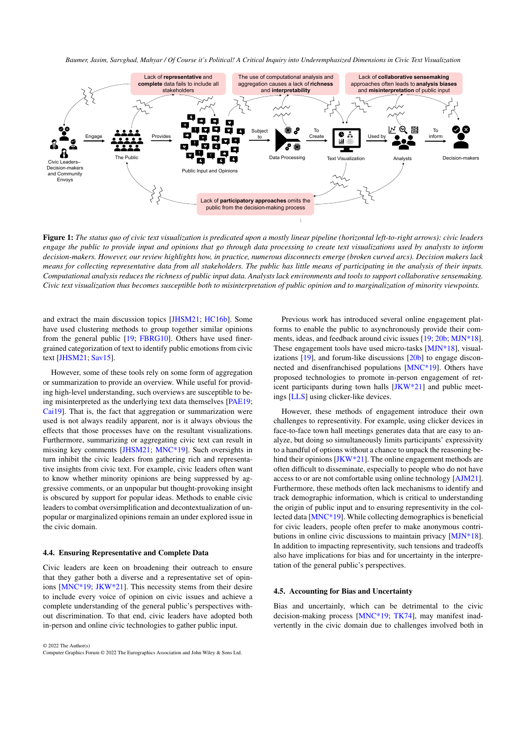**Figure 1:** *The status quo of civic text visualization is predicated upon a mostly linear pipeline (horizontal left-to-right arrows): civic leaders engage the public to provide input and opinions that go through data processing to create text visualizations used by analysts to inform decision-makers. However, our review highlights how, in practice, numerous disconnects emerge (broken curved arcs). Decision makers lack means for collecting representative data from all stakeholders. The public has little means of participating in the analysis of their inputs. Computational analysis reduces the richness of public input data. Analysts lack environments and tools to support collaborative sensemaking. Civic text visualization thus becomes susceptible both to misinterpretation of public opinion and to marginalization of minority viewpoints.*

and extract the main discussion topics [JHSM21; HC16b]. Some have used clustering methods to group together similar opinions from the general public [19; FBRG10]. Others have used finer-grained categorization of text to identify public emotions from civic text [JHSM21; Sav15].

However, some of these tools rely on some form of aggregation or summarization to provide an overview. While useful for providing high-level understanding, such overviews are susceptible to being misinterpreted as the underlying text data themselves [PAE19; Cai19]. That is, the fact that aggregation or summarization were used is not always readily apparent, nor is it always obvious the effects that those processes have on the resultant visualizations. Furthermore, summarizing or aggregating civic text can result in missing key comments [JHSM21; MNC*19]. Such oversights in turn inhibit the civic leaders from gathering rich and representative insights from civic text. For example, civic leaders often want to know whether minority opinions are being suppressed by aggressive comments, or an unpopular but thought-provoking insight is obscured by support for popular ideas. Methods to enable civic leaders to combat oversimplification and decontextualization of unpopular or marginalized opinions remain an under explored issue in the civic domain.

### 4.4. Ensuring Representative and Complete Data

Civic leaders are keen on broadening their outreach to ensure that they gather both a diverse and a representative set of opinions [MNC*19; JKW*21]. This necessity stems from their desire to include every voice of opinion on civic issues and achieve a complete understanding of the general public's perspectives without discrimination. To that end, civic leaders have adopted both in-person and online civic technologies to gather public input.

Previous work has introduced several online engagement platforms to enable the public to asynchronously provide their comments, ideas, and feedback around civic issues [19; 20b; MJN*18]. These engagement tools have used micro-tasks [MJN*18], visualizations [19], and forum-like discussions [20b] to engage disconnected and disenfranchised populations [MNC*19]. Others have proposed technologies to promote in-person engagement of reticent participants during town halls [JKW*21] and public meetings [LLS] using clicker-like devices.

However, these methods of engagement introduce their own challenges to representivity. For example, using clicker devices in face-to-face town hall meetings generates data that are easy to analyze, but doing so simultaneously limits participants' expressivity to a handful of options without a chance to unpack the reasoning behind their opinions [JKW*21]. The online engagement methods are often difficult to disseminate, especially to people who do not have access to or are not comfortable using online technology [AJM21]. Furthermore, these methods often lack mechanisms to identify and track demographic information, which is critical to understanding the origin of public input and to ensuring representivity in the collected data [MNC*19]. While collecting demographics is beneficial for civic leaders, people often prefer to make anonymous contributions in online civic discussions to maintain privacy [MJN*18]. In addition to impacting representivity, such tensions and tradeoffs also have implications for bias and for uncertainty in the interpretation of the general public's perspectives.

### 4.5. Accounting for Bias and Uncertainty

Bias and uncertainly, which can be detrimental to the civic decision-making process [MNC*19; TK74], may manifest inadvertently in the civic domain due to challenges involved both in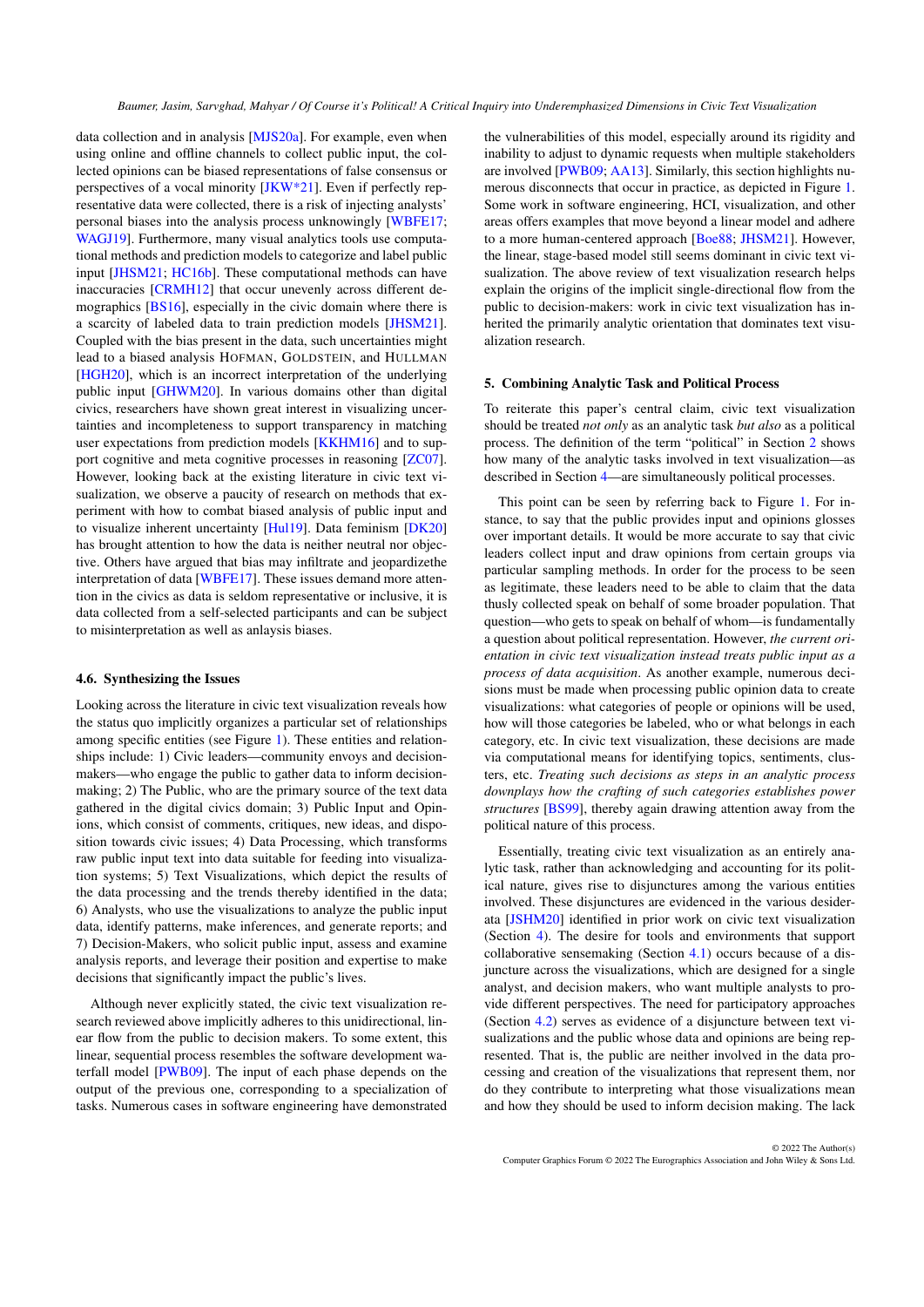data collection and in analysis [MJS20a]. For example, even when using online and offline channels to collect public input, the collected opinions can be biased representations of false consensus or perspectives of a vocal minority [JKW*21]. Even if perfectly representative data were collected, there is a risk of injecting analysts' personal biases into the analysis process unknowingly [WBFE17; WAGJ19]. Furthermore, many visual analytics tools use computational methods and prediction models to categorize and label public input [JHSM21; HC16b]. These computational methods can have inaccuracies [CRMH12] that occur unevenly across different demographics [BS16], especially in the civic domain where there is a scarcity of labeled data to train prediction models [JHSM21]. Coupled with the bias present in the data, such uncertainties might lead to a biased analysis HOFMAN, GOLDSTEIN, and HULLMAN [HGH20], which is an incorrect interpretation of the underlying public input [GHWM20]. In various domains other than digital civics, researchers have shown great interest in visualizing uncertainties and incompleteness to support transparency in matching user expectations from prediction models [KKHM16] and to support cognitive and meta cognitive processes in reasoning [ZC07]. However, looking back at the existing literature in civic text visualization, we observe a paucity of research on methods that experiment with how to combat biased analysis of public input and to visualize inherent uncertainty [Hul19]. Data feminism [DK20] has brought attention to how the data is neither neutral nor objective. Others have argued that bias may infiltrate and jeopardizethe interpretation of data [WBFE17]. These issues demand more attention in the civics as data is seldom representative or inclusive, it is data collected from a self-selected participants and can be subject to misinterpretation as well as anlaysis biases.

### 4.6. Synthesizing the Issues

Looking across the literature in civic text visualization reveals how the status quo implicitly organizes a particular set of relationships among specific entities (see Figure 1). These entities and relationships include: 1) Civic leaders—community envoys and decision-makers—who engage the public to gather data to inform decision-making; 2) The Public, who are the primary source of the text data gathered in the digital civics domain; 3) Public Input and Opinions, which consist of comments, critiques, new ideas, and disposition towards civic issues; 4) Data Processing, which transforms raw public input text into data suitable for feeding into visualization systems; 5) Text Visualizations, which depict the results of the data processing and the trends thereby identified in the data; 6) Analysts, who use the visualizations to analyze the public input data, identify patterns, make inferences, and generate reports; and 7) Decision-Makers, who solicit public input, assess and examine analysis reports, and leverage their position and expertise to make decisions that significantly impact the public's lives.

Although never explicitly stated, the civic text visualization research reviewed above implicitly adheres to this unidirectional, linear flow from the public to decision makers. To some extent, this linear, sequential process resembles the software development waterfall model [PWB09]. The input of each phase depends on the output of the previous one, corresponding to a specialization of tasks. Numerous cases in software engineering have demonstrated the vulnerabilities of this model, especially around its rigidity and inability to adjust to dynamic requests when multiple stakeholders are involved [PWB09; AA13]. Similarly, this section highlights numerous disconnects that occur in practice, as depicted in Figure 1. Some work in software engineering, HCI, visualization, and other areas offers examples that move beyond a linear model and adhere to a more human-centered approach [Boe88; JHSM21]. However, the linear, stage-based model still seems dominant in civic text visualization. The above review of text visualization research helps explain the origins of the implicit single-directional flow from the public to decision-makers: work in civic text visualization has inherited the primarily analytic orientation that dominates text visualization research.

## 5. Combining Analytic Task and Political Process

To reiterate this paper's central claim, civic text visualization should be treated *not only* as an analytic task *but also* as a political process. The definition of the term "political" in Section 2 shows how many of the analytic tasks involved in text visualization—as described in Section 4—are simultaneously political processes.

This point can be seen by referring back to Figure 1. For instance, to say that the public provides input and opinions glosses over important details. It would be more accurate to say that civic leaders collect input and draw opinions from certain groups via particular sampling methods. In order for the process to be seen as legitimate, these leaders need to be able to claim that the data thusly collected speak on behalf of some broader population. That question—who gets to speak on behalf of whom—is fundamentally a question about political representation. However, *the current orientation in civic text visualization instead treats public input as a process of data acquisition*. As another example, numerous decisions must be made when processing public opinion data to create visualizations: what categories of people or opinions will be used, how will those categories be labeled, who or what belongs in each category, etc. In civic text visualization, these decisions are made via computational means for identifying topics, sentiments, clusters, etc. *Treating such decisions as steps in an analytic process downplays how the crafting of such categories establishes power structures* [BS99], thereby again drawing attention away from the political nature of this process.

Essentially, treating civic text visualization as an entirely analytic task, rather than acknowledging and accounting for its political nature, gives rise to disjunctures among the various entities involved. These disjunctures are evidenced in the various desiderata [JSHM20] identified in prior work on civic text visualization (Section 4). The desire for tools and environments that support collaborative sensemaking (Section 4.1) occurs because of a disjuncture across the visualizations, which are designed for a single analyst, and decision makers, who want multiple analysts to provide different perspectives. The need for participatory approaches (Section 4.2) serves as evidence of a disjuncture between text visualizations and the public whose data and opinions are being represented. That is, the public are neither involved in the data processing and creation of the visualizations that represent them, nor do they contribute to interpreting what those visualizations mean and how they should be used to inform decision making. The lack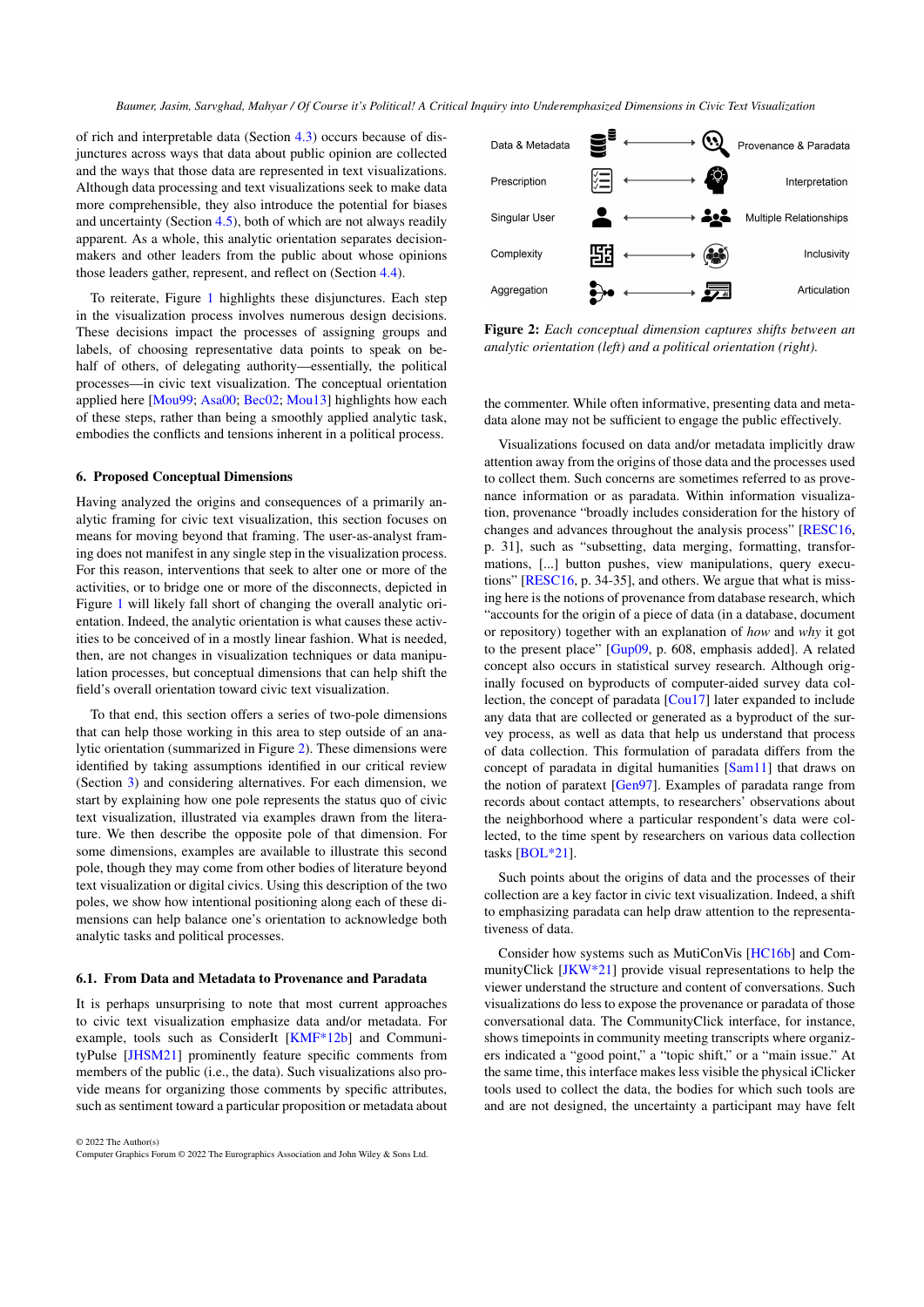of rich and interpretable data (Section 4.3) occurs because of disjunctures across ways that data about public opinion are collected and the ways that those data are represented in text visualizations. Although data processing and text visualizations seek to make data more comprehensible, they also introduce the potential for biases and uncertainty (Section 4.5), both of which are not always readily apparent. As a whole, this analytic orientation separates decision-makers and other leaders from the public about whose opinions those leaders gather, represent, and reflect on (Section 4.4).

To reiterate, Figure 1 highlights these disjunctures. Each step in the visualization process involves numerous design decisions. These decisions impact the processes of assigning groups and labels, of choosing representative data points to speak on behalf of others, of delegating authority—essentially, the political processes—in civic text visualization. The conceptual orientation applied here [Mou99; Asa00; Bec02; Mou13] highlights how each of these steps, rather than being a smoothly applied analytic task, embodies the conflicts and tensions inherent in a political process.

## 6. Proposed Conceptual Dimensions

Having analyzed the origins and consequences of a primarily analytic framing for civic text visualization, this section focuses on means for moving beyond that framing. The user-as-analyst framing does not manifest in any single step in the visualization process. For this reason, interventions that seek to alter one or more of the activities, or to bridge one or more of the disconnects, depicted in Figure 1 will likely fall short of changing the overall analytic orientation. Indeed, the analytic orientation is what causes these activities to be conceived of in a mostly linear fashion. What is needed, then, are not changes in visualization techniques or data manipulation processes, but conceptual dimensions that can help shift the field's overall orientation toward civic text visualization.

To that end, this section offers a series of two-pole dimensions that can help those working in this area to step outside of an analytic orientation (summarized in Figure 2). These dimensions were identified by taking assumptions identified in our critical review (Section 3) and considering alternatives. For each dimension, we start by explaining how one pole represents the status quo of civic text visualization, illustrated via examples drawn from the literature. We then describe the opposite pole of that dimension. For some dimensions, examples are available to illustrate this second pole, though they may come from other bodies of literature beyond text visualization or digital civics. Using this description of the two poles, we show how intentional positioning along each of these dimensions can help balance one's orientation to acknowledge both analytic tasks and political processes.

### 6.1. From Data and Metadata to Provenance and Paradata

It is perhaps unsurprising to note that most current approaches to civic text visualization emphasize data and/or metadata. For example, tools such as ConsiderIt [KMF*12b] and CommunityPulse [JHSM21] prominently feature specific comments from members of the public (i.e., the data). Such visualizations also provide means for organizing those comments by specific attributes, such as sentiment toward a particular proposition or metadata about

| Analytic orientation | | Political orientation |
|---|---|---|
| Data & Metadata | ⟷ | Provenance & Paradata |
| Prescription | ⟷ | Interpretation |
| Singular User | ⟷ | Multiple Relationships |
| Complexity | ⟷ | Inclusivity |
| Aggregation | ⟷ | Articulation |

**Figure 2:** *Each conceptual dimension captures shifts between an analytic orientation (left) and a political orientation (right).*

the commenter. While often informative, presenting data and metadata alone may not be sufficient to engage the public effectively.

Visualizations focused on data and/or metadata implicitly draw attention away from the origins of those data and the processes used to collect them. Such concerns are sometimes referred to as provenance information or as paradata. Within information visualization, provenance "broadly includes consideration for the history of changes and advances throughout the analysis process" [RESC16, p. 31], such as "subsetting, data merging, formatting, transformations, [...] button pushes, view manipulations, query executions" [RESC16, p. 34-35], and others. We argue that what is missing here is the notions of provenance from database research, which "accounts for the origin of a piece of data (in a database, document or repository) together with an explanation of *how* and *why* it got to the present place" [Gup09, p. 608, emphasis added]. A related concept also occurs in statistical survey research. Although originally focused on byproducts of computer-aided survey data collection, the concept of paradata [Cou17] later expanded to include any data that are collected or generated as a byproduct of the survey process, as well as data that help us understand that process of data collection. This formulation of paradata differs from the concept of paradata in digital humanities [Sam11] that draws on the notion of paratext [Gen97]. Examples of paradata range from records about contact attempts, to researchers' observations about the neighborhood where a particular respondent's data were collected, to the time spent by researchers on various data collection tasks [BOL*21].

Such points about the origins of data and the processes of their collection are a key factor in civic text visualization. Indeed, a shift to emphasizing paradata can help draw attention to the representativeness of data.

Consider how systems such as MutiConVis [HC16b] and CommunityClick [JKW*21] provide visual representations to help the viewer understand the structure and content of conversations. Such visualizations do less to expose the provenance or paradata of those conversational data. The CommunityClick interface, for instance, shows timepoints in community meeting transcripts where organizers indicated a "good point," a "topic shift," or a "main issue." At the same time, this interface makes less visible the physical iClicker tools used to collect the data, the bodies for which such tools are and are not designed, the uncertainty a participant may have felt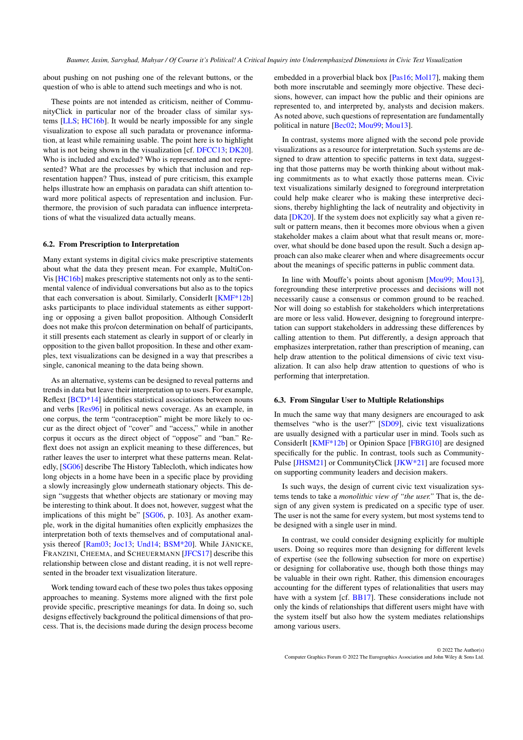about pushing on not pushing one of the relevant buttons, or the question of who is able to attend such meetings and who is not.

These points are not intended as criticism, neither of CommunityClick in particular nor of the broader class of similar systems [LLS; HC16b]. It would be nearly impossible for any single visualization to expose all such paradata or provenance information, at least while remaining usable. The point here is to highlight what is not being shown in the visualization [cf. DFCC13; DK20]. Who is included and excluded? Who is represented and not represented? What are the processes by which that inclusion and representation happen? Thus, instead of pure criticism, this example helps illustrate how an emphasis on paradata can shift attention toward more political aspects of representation and inclusion. Furthermore, the provision of such paradata can influence interpretations of what the visualized data actually means.

### 6.2. From Prescription to Interpretation

Many extant systems in digital civics make prescriptive statements about what the data they present mean. For example, MultiConVis [HC16b] makes prescriptive statements not only as to the sentimental valence of individual conversations but also as to the topics that each conversation is about. Similarly, ConsiderIt [KMF*12b] asks participants to place individual statements as either supporting or opposing a given ballot proposition. Although ConsiderIt does not make this pro/con determination on behalf of participants, it still presents each statement as clearly in support of or clearly in opposition to the given ballot proposition. In these and other examples, text visualizations can be designed in a way that prescribes a single, canonical meaning to the data being shown.

As an alternative, systems can be designed to reveal patterns and trends in data but leave their interpretation up to users. For example, Reflext [BCD*14] identifies statistical associations between nouns and verbs [Res96] in political news coverage. As an example, in one corpus, the term "contraception" might be more likely to occur as the direct object of "cover" and "access," while in another corpus it occurs as the direct object of "oppose" and "ban." Reflext does not assign an explicit meaning to these differences, but rather leaves the user to interpret what these patterns mean. Relatedly, [SG06] describe The History Tablecloth, which indicates how long objects in a home have been in a specific place by providing a slowly increasingly glow underneath stationary objects. This design "suggests that whether objects are stationary or moving may be interesting to think about. It does not, however, suggest what the implications of this might be" [SG06, p. 103]. As another example, work in the digital humanities often explicitly emphasizes the interpretation both of texts themselves and of computational analysis thereof [Ram03; Joc13; Und14; BSM*20]. While JÄNICKE, FRANZINI, CHEEMA, and SCHEUERMANN [JFCS17] describe this relationship between close and distant reading, it is not well represented in the broader text visualization literature.

Work tending toward each of these two poles thus takes opposing approaches to meaning. Systems more aligned with the first pole provide specific, prescriptive meanings for data. In doing so, such designs effectively background the political dimensions of that process. That is, the decisions made during the design process become embedded in a proverbial black box [Pas16; Mol17], making them both more inscrutable and seemingly more objective. These decisions, however, can impact how the public and their opinions are represented to, and interpreted by, analysts and decision makers. As noted above, such questions of representation are fundamentally political in nature [Bec02; Mou99; Mou13].

In contrast, systems more aligned with the second pole provide visualizations as a resource for interpretation. Such systems are designed to draw attention to specific patterns in text data, suggesting that those patterns may be worth thinking about without making commitments as to what exactly those patterns mean. Civic text visualizations similarly designed to foreground interpretation could help make clearer who is making these interpretive decisions, thereby highlighting the lack of neutrality and objectivity in data [DK20]. If the system does not explicitly say what a given result or pattern means, then it becomes more obvious when a given stakeholder makes a claim about what that result means or, moreover, what should be done based upon the result. Such a design approach can also make clearer when and where disagreements occur about the meanings of specific patterns in public comment data.

In line with Mouffe's points about agonism [Mou99; Mou13], foregrounding these interpretive processes and decisions will not necessarily cause a consensus or common ground to be reached. Nor will doing so establish for stakeholders which interpretations are more or less valid. However, designing to foreground interpretation can support stakeholders in addressing these differences by calling attention to them. Put differently, a design approach that emphasizes interpretation, rather than prescription of meaning, can help draw attention to the political dimensions of civic text visualization. It can also help draw attention to questions of who is performing that interpretation.

### 6.3. From Singular User to Multiple Relationships

In much the same way that many designers are encouraged to ask themselves "who is the user?" [SD09], civic text visualizations are usually designed with a particular user in mind. Tools such as ConsiderIt [KMF*12b] or Opinion Space [FBRG10] are designed specifically for the public. In contrast, tools such as CommunityPulse [JHSM21] or CommunityClick [JKW*21] are focused more on supporting community leaders and decision makers.

Is such ways, the design of current civic text visualization systems tends to take a *monolithic view of "the user."* That is, the design of any given system is predicated on a specific type of user. The user is not the same for every system, but most systems tend to be designed with a single user in mind.

In contrast, we could consider designing explicitly for multiple users. Doing so requires more than designing for different levels of expertise (see the following subsection for more on expertise) or designing for collaborative use, though both those things may be valuable in their own right. Rather, this dimension encourages accounting for the different types of relationalities that users may have with a system [cf. BB17]. These considerations include not only the kinds of relationships that different users might have with the system itself but also how the system mediates relationships among various users.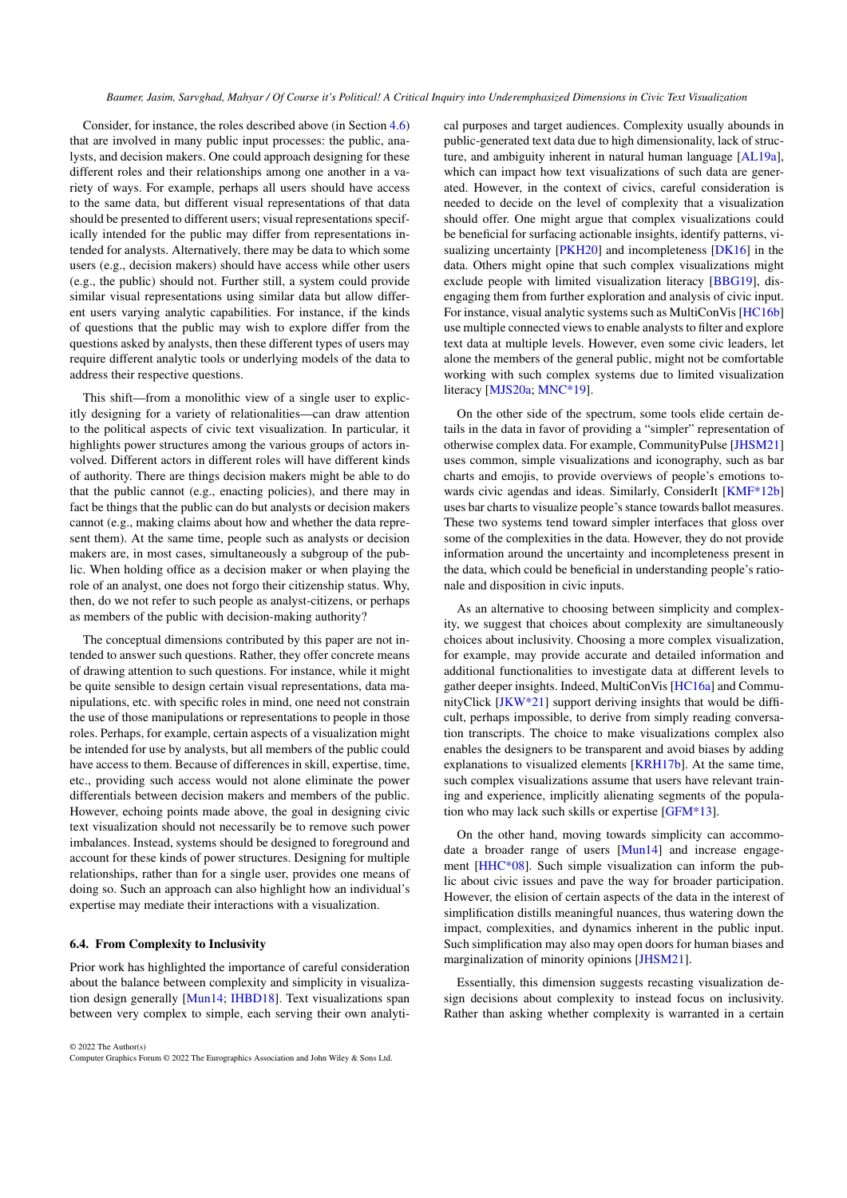Consider, for instance, the roles described above (in Section 4.6) that are involved in many public input processes: the public, analysts, and decision makers. One could approach designing for these different roles and their relationships among one another in a variety of ways. For example, perhaps all users should have access to the same data, but different visual representations of that data should be presented to different users; visual representations specifically intended for the public may differ from representations intended for analysts. Alternatively, there may be data to which some users (e.g., decision makers) should have access while other users (e.g., the public) should not. Further still, a system could provide similar visual representations using similar data but allow different users varying analytic capabilities. For instance, if the kinds of questions that the public may wish to explore differ from the questions asked by analysts, then these different types of users may require different analytic tools or underlying models of the data to address their respective questions.

This shift—from a monolithic view of a single user to explicitly designing for a variety of relationalities—can draw attention to the political aspects of civic text visualization. In particular, it highlights power structures among the various groups of actors involved. Different actors in different roles will have different kinds of authority. There are things decision makers might be able to do that the public cannot (e.g., enacting policies), and there may in fact be things that the public can do but analysts or decision makers cannot (e.g., making claims about how and whether the data represent them). At the same time, people such as analysts or decision makers are, in most cases, simultaneously a subgroup of the public. When holding office as a decision maker or when playing the role of an analyst, one does not forgo their citizenship status. Why, then, do we not refer to such people as analyst-citizens, or perhaps as members of the public with decision-making authority?

The conceptual dimensions contributed by this paper are not intended to answer such questions. Rather, they offer concrete means of drawing attention to such questions. For instance, while it might be quite sensible to design certain visual representations, data manipulations, etc. with specific roles in mind, one need not constrain the use of those manipulations or representations to people in those roles. Perhaps, for example, certain aspects of a visualization might be intended for use by analysts, but all members of the public could have access to them. Because of differences in skill, expertise, time, etc., providing such access would not alone eliminate the power differentials between decision makers and members of the public. However, echoing points made above, the goal in designing civic text visualization should not necessarily be to remove such power imbalances. Instead, systems should be designed to foreground and account for these kinds of power structures. Designing for multiple relationships, rather than for a single user, provides one means of doing so. Such an approach can also highlight how an individual's expertise may mediate their interactions with a visualization.

### 6.4. From Complexity to Inclusivity

Prior work has highlighted the importance of careful consideration about the balance between complexity and simplicity in visualization design generally [Mun14; IHBD18]. Text visualizations span between very complex to simple, each serving their own analytical purposes and target audiences. Complexity usually abounds in public-generated text data due to high dimensionality, lack of structure, and ambiguity inherent in natural human language [AL19a], which can impact how text visualizations of such data are generated. However, in the context of civics, careful consideration is needed to decide on the level of complexity that a visualization should offer. One might argue that complex visualizations could be beneficial for surfacing actionable insights, identify patterns, visualizing uncertainty [PKH20] and incompleteness [DK16] in the data. Others might opine that such complex visualizations might exclude people with limited visualization literacy [BBG19], disengaging them from further exploration and analysis of civic input. For instance, visual analytic systems such as MultiConVis [HC16b] use multiple connected views to enable analysts to filter and explore text data at multiple levels. However, even some civic leaders, let alone the members of the general public, might not be comfortable working with such complex systems due to limited visualization literacy [MJS20a; MNC*19].

On the other side of the spectrum, some tools elide certain details in the data in favor of providing a "simpler" representation of otherwise complex data. For example, CommunityPulse [JHSM21] uses common, simple visualizations and iconography, such as bar charts and emojis, to provide overviews of people's emotions towards civic agendas and ideas. Similarly, ConsiderIt [KMF*12b] uses bar charts to visualize people's stance towards ballot measures. These two systems tend toward simpler interfaces that gloss over some of the complexities in the data. However, they do not provide information around the uncertainty and incompleteness present in the data, which could be beneficial in understanding people's rationale and disposition in civic inputs.

As an alternative to choosing between simplicity and complexity, we suggest that choices about complexity are simultaneously choices about inclusivity. Choosing a more complex visualization, for example, may provide accurate and detailed information and additional functionalities to investigate data at different levels to gather deeper insights. Indeed, MultiConVis [HC16a] and CommunityClick [JKW*21] support deriving insights that would be difficult, perhaps impossible, to derive from simply reading conversation transcripts. The choice to make visualizations complex also enables the designers to be transparent and avoid biases by adding explanations to visualized elements [KRH17b]. At the same time, such complex visualizations assume that users have relevant training and experience, implicitly alienating segments of the population who may lack such skills or expertise [GFM*13].

On the other hand, moving towards simplicity can accommodate a broader range of users [Mun14] and increase engagement [HHC*08]. Such simple visualization can inform the public about civic issues and pave the way for broader participation. However, the elision of certain aspects of the data in the interest of simplification distills meaningful nuances, thus watering down the impact, complexities, and dynamics inherent in the public input. Such simplification may also may open doors for human biases and marginalization of minority opinions [JHSM21].

Essentially, this dimension suggests recasting visualization design decisions about complexity to instead focus on inclusivity. Rather than asking whether complexity is warranted in a certain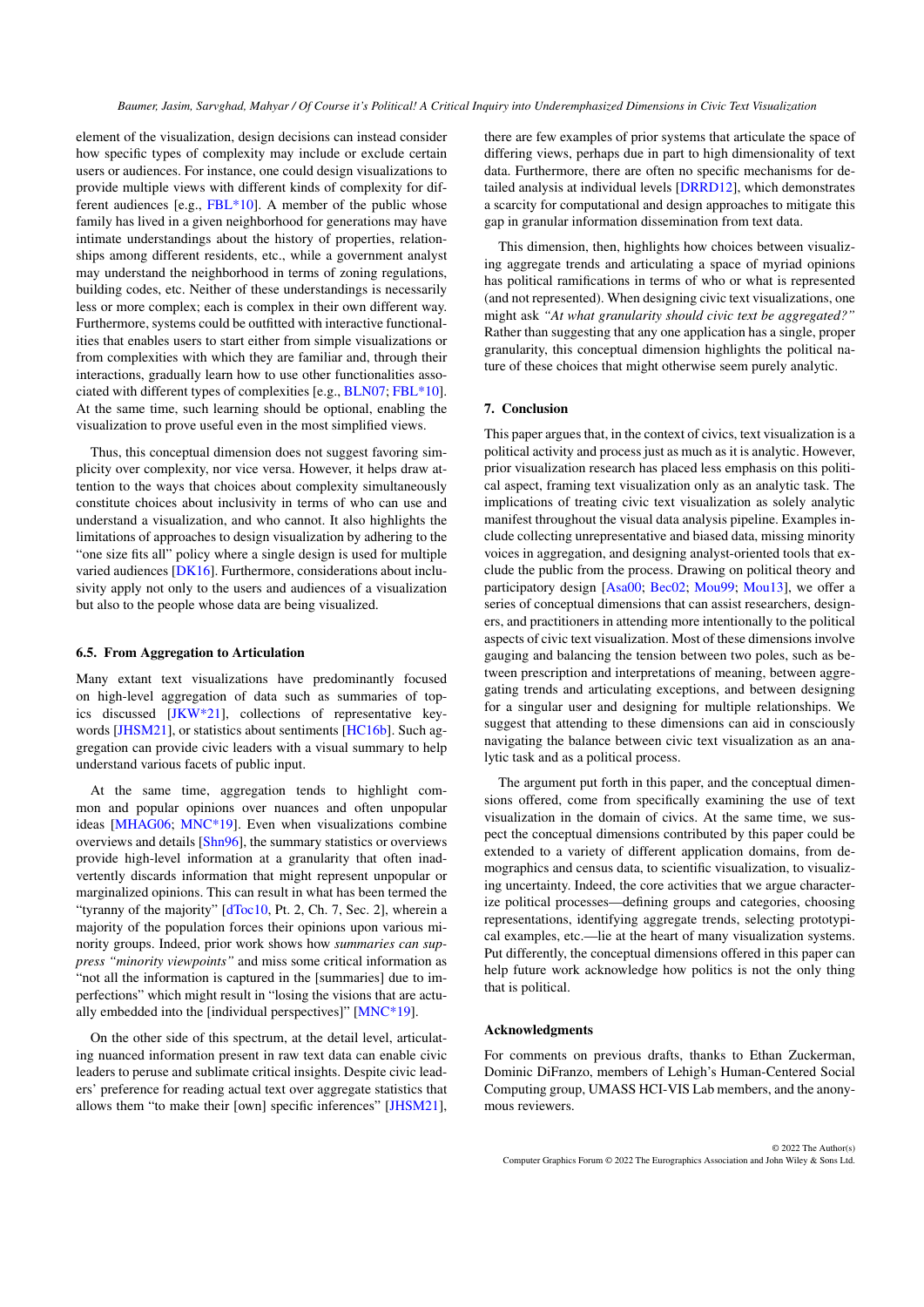element of the visualization, design decisions can instead consider how specific types of complexity may include or exclude certain users or audiences. For instance, one could design visualizations to provide multiple views with different kinds of complexity for different audiences [e.g., FBL*10]. A member of the public whose family has lived in a given neighborhood for generations may have intimate understandings about the history of properties, relationships among different residents, etc., while a government analyst may understand the neighborhood in terms of zoning regulations, building codes, etc. Neither of these understandings is necessarily less or more complex; each is complex in their own different way. Furthermore, systems could be outfitted with interactive functionalities that enables users to start either from simple visualizations or from complexities with which they are familiar and, through their interactions, gradually learn how to use other functionalities associated with different types of complexities [e.g., BLN07; FBL*10]. At the same time, such learning should be optional, enabling the visualization to prove useful even in the most simplified views.

Thus, this conceptual dimension does not suggest favoring simplicity over complexity, nor vice versa. However, it helps draw attention to the ways that choices about complexity simultaneously constitute choices about inclusivity in terms of who can use and understand a visualization, and who cannot. It also highlights the limitations of approaches to design visualization by adhering to the "one size fits all" policy where a single design is used for multiple varied audiences [DK16]. Furthermore, considerations about inclusivity apply not only to the users and audiences of a visualization but also to the people whose data are being visualized.

### 6.5. From Aggregation to Articulation

Many extant text visualizations have predominantly focused on high-level aggregation of data such as summaries of topics discussed [JKW*21], collections of representative keywords [JHSM21], or statistics about sentiments [HC16b]. Such aggregation can provide civic leaders with a visual summary to help understand various facets of public input.

At the same time, aggregation tends to highlight common and popular opinions over nuances and often unpopular ideas [MHAG06; MNC*19]. Even when visualizations combine overviews and details [Shn96], the summary statistics or overviews provide high-level information at a granularity that often inadvertently discards information that might represent unpopular or marginalized opinions. This can result in what has been termed the "tyranny of the majority" [dToc10, Pt. 2, Ch. 7, Sec. 2], wherein a majority of the population forces their opinions upon various minority groups. Indeed, prior work shows how *summaries can suppress "minority viewpoints"* and miss some critical information as "not all the information is captured in the [summaries] due to imperfections" which might result in "losing the visions that are actually embedded into the [individual perspectives]" [MNC*19].

On the other side of this spectrum, at the detail level, articulating nuanced information present in raw text data can enable civic leaders to peruse and sublimate critical insights. Despite civic leaders' preference for reading actual text over aggregate statistics that allows them "to make their [own] specific inferences" [JHSM21], there are few examples of prior systems that articulate the space of differing views, perhaps due in part to high dimensionality of text data. Furthermore, there are often no specific mechanisms for detailed analysis at individual levels [DRRD12], which demonstrates a scarcity for computational and design approaches to mitigate this gap in granular information dissemination from text data.

This dimension, then, highlights how choices between visualizing aggregate trends and articulating a space of myriad opinions has political ramifications in terms of who or what is represented (and not represented). When designing civic text visualizations, one might ask *"At what granularity should civic text be aggregated?"* Rather than suggesting that any one application has a single, proper granularity, this conceptual dimension highlights the political nature of these choices that might otherwise seem purely analytic.

## 7. Conclusion

This paper argues that, in the context of civics, text visualization is a political activity and process just as much as it is analytic. However, prior visualization research has placed less emphasis on this political aspect, framing text visualization only as an analytic task. The implications of treating civic text visualization as solely analytic manifest throughout the visual data analysis pipeline. Examples include collecting unrepresentative and biased data, missing minority voices in aggregation, and designing analyst-oriented tools that exclude the public from the process. Drawing on political theory and participatory design [Asa00; Bec02; Mou99; Mou13], we offer a series of conceptual dimensions that can assist researchers, designers, and practitioners in attending more intentionally to the political aspects of civic text visualization. Most of these dimensions involve gauging and balancing the tension between two poles, such as between prescription and interpretations of meaning, between aggregating trends and articulating exceptions, and between designing for a singular user and designing for multiple relationships. We suggest that attending to these dimensions can aid in consciously navigating the balance between civic text visualization as an analytic task and as a political process.

The argument put forth in this paper, and the conceptual dimensions offered, come from specifically examining the use of text visualization in the domain of civics. At the same time, we suspect the conceptual dimensions contributed by this paper could be extended to a variety of different application domains, from demographics and census data, to scientific visualization, to visualizing uncertainty. Indeed, the core activities that we argue characterize political processes—defining groups and categories, choosing representations, identifying aggregate trends, selecting prototypical examples, etc.—lie at the heart of many visualization systems. Put differently, the conceptual dimensions offered in this paper can help future work acknowledge how politics is not the only thing that is political.

### Acknowledgments

For comments on previous drafts, thanks to Ethan Zuckerman, Dominic DiFranzo, members of Lehigh's Human-Centered Social Computing group, UMASS HCI-VIS Lab members, and the anonymous reviewers.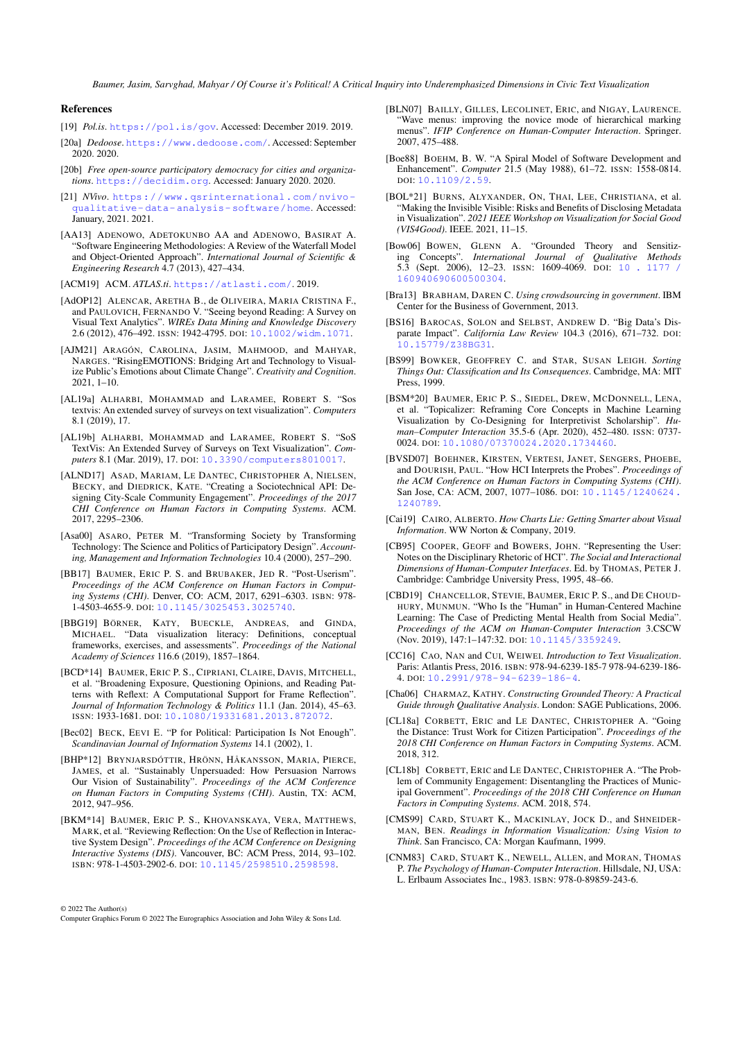## References

[19] *Pol.is*. https://pol.is/gov. Accessed: December 2019. 2019.

[20a] *Dedoose*. https://www.dedoose.com/. Accessed: September 2020. 2020.

[20b] *Free open-source participatory democracy for cities and organizations*. https://decidim.org. Accessed: January 2020. 2020.

[21] *NVivo*. https://www.qsrinternational.com/nvivo-qualitative-data-analysis-software/home. Accessed: January, 2021. 2021.

[AA13] ADENOWO, ADETOKUNBO AA and ADENOWO, BASIRAT A. "Software Engineering Methodologies: A Review of the Waterfall Model and Object-Oriented Approach". *International Journal of Scientific & Engineering Research* 4.7 (2013), 427–434.

[ACM19] ACM. *ATLAS.ti*. https://atlasti.com/. 2019.

[AdOP12] ALENCAR, ARETHA B., de OLIVEIRA, MARIA CRISTINA F., and PAULOVICH, FERNANDO V. "Seeing beyond Reading: A Survey on Visual Text Analytics". *WIREs Data Mining and Knowledge Discovery* 2.6 (2012), 476–492. ISSN: 1942-4795. DOI: 10.1002/widm.1071.

[AJM21] ARAGÓN, CAROLINA, JASIM, MAHMOOD, and MAHYAR, NARGES. "RisingEMOTIONS: Bridging Art and Technology to Visualize Public's Emotions about Climate Change". *Creativity and Cognition*. 2021, 1–10.

[AL19a] ALHARBI, MOHAMMAD and LARAMEE, ROBERT S. "Sos textvis: An extended survey of surveys on text visualization". *Computers* 8.1 (2019), 17.

[AL19b] ALHARBI, MOHAMMAD and LARAMEE, ROBERT S. "SoS TextVis: An Extended Survey of Surveys on Text Visualization". *Computers* 8.1 (Mar. 2019), 17. DOI: 10.3390/computers8010017.

[ALND17] ASAD, MARIAM, LE DANTEC, CHRISTOPHER A, NIELSEN, BECKY, and DIEDRICK, KATE. "Creating a Sociotechnical API: Designing City-Scale Community Engagement". *Proceedings of the 2017 CHI Conference on Human Factors in Computing Systems*. ACM. 2017, 2295–2306.

[Asa00] ASARO, PETER M. "Transforming Society by Transforming Technology: The Science and Politics of Participatory Design". *Accounting, Management and Information Technologies* 10.4 (2000), 257–290.

[BB17] BAUMER, ERIC P. S. and BRUBAKER, JED R. "Post-Userism". *Proceedings of the ACM Conference on Human Factors in Computing Systems (CHI)*. Denver, CO: ACM, 2017, 6291–6303. ISBN: 978-1-4503-4655-9. DOI: 10.1145/3025453.3025740.

[BBG19] BÖRNER, KATY, BUECKLE, ANDREAS, and GINDA, MICHAEL. "Data visualization literacy: Definitions, conceptual frameworks, exercises, and assessments". *Proceedings of the National Academy of Sciences* 116.6 (2019), 1857–1864.

[BCD*14] BAUMER, ERIC P. S., CIPRIANI, CLAIRE, DAVIS, MITCHELL, et al. "Broadening Exposure, Questioning Opinions, and Reading Patterns with Reflext: A Computational Support for Frame Reflection". *Journal of Information Technology & Politics* 11.1 (Jan. 2014), 45–63. ISSN: 1933-1681. DOI: 10.1080/19331681.2013.872072.

[Bec02] BECK, EEVI E. "P for Political: Participation Is Not Enough". *Scandinavian Journal of Information Systems* 14.1 (2002), 1.

[BHP*12] BRYNJARSDÓTTIR, HRÖNN, HÅKANSSON, MARIA, PIERCE, JAMES, et al. "Sustainably Unpersuaded: How Persuasion Narrows Our Vision of Sustainability". *Proceedings of the ACM Conference on Human Factors in Computing Systems (CHI)*. Austin, TX: ACM, 2012, 947–956.

[BKM*14] BAUMER, ERIC P. S., KHOVANSKAYA, VERA, MATTHEWS, MARK, et al. "Reviewing Reflection: On the Use of Reflection in Interactive System Design". *Proceedings of the ACM Conference on Designing Interactive Systems (DIS)*. Vancouver, BC: ACM Press, 2014, 93–102. ISBN: 978-1-4503-2902-6. DOI: 10.1145/2598510.2598598.

[BLN07] BAILLY, GILLES, LECOLINET, ERIC, and NIGAY, LAURENCE. "Wave menus: improving the novice mode of hierarchical marking menus". *IFIP Conference on Human-Computer Interaction*. Springer. 2007, 475–488.

[Boe88] BOEHM, B. W. "A Spiral Model of Software Development and Enhancement". *Computer* 21.5 (May 1988), 61–72. ISSN: 1558-0814. DOI: 10.1109/2.59.

[BOL*21] BURNS, ALYXANDER, ON, THAI, LEE, CHRISTIANA, et al. "Making the Invisible Visible: Risks and Benefits of Disclosing Metadata in Visualization". *2021 IEEE Workshop on Visualization for Social Good (VIS4Good)*. IEEE. 2021, 11–15.

[Bow06] BOWEN, GLENN A. "Grounded Theory and Sensitizing Concepts". *International Journal of Qualitative Methods* 5.3 (Sept. 2006), 12–23. ISSN: 1609-4069. DOI: 10.1177/160940690600500304.

[Bra13] BRABHAM, DAREN C. *Using crowdsourcing in government*. IBM Center for the Business of Government, 2013.

[BS16] BAROCAS, SOLON and SELBST, ANDREW D. "Big Data's Disparate Impact". *California Law Review* 104.3 (2016), 671–732. DOI: 10.15779/Z38BG31.

[BS99] BOWKER, GEOFFREY C. and STAR, SUSAN LEIGH. *Sorting Things Out: Classification and Its Consequences*. Cambridge, MA: MIT Press, 1999.

[BSM*20] BAUMER, ERIC P. S., SIEDEL, DREW, MCDONNELL, LENA, et al. "Topicalizer: Reframing Core Concepts in Machine Learning Visualization by Co-Designing for Interpretivist Scholarship". *Human–Computer Interaction* 35.5-6 (Apr. 2020), 452–480. ISSN: 0737-0024. DOI: 10.1080/07370024.2020.1734460.

[BVSD07] BOEHNER, KIRSTEN, VERTESI, JANET, SENGERS, PHOEBE, and DOURISH, PAUL. "How HCI Interprets the Probes". *Proceedings of the ACM Conference on Human Factors in Computing Systems (CHI)*. San Jose, CA: ACM, 2007, 1077–1086. DOI: 10.1145/1240624.1240789.

[Cai19] CAIRO, ALBERTO. *How Charts Lie: Getting Smarter about Visual Information*. WW Norton & Company, 2019.

[CB95] COOPER, GEOFF and BOWERS, JOHN. "Representing the User: Notes on the Disciplinary Rhetoric of HCI". *The Social and Interactional Dimensions of Human-Computer Interfaces*. Ed. by THOMAS, PETER J. Cambridge: Cambridge University Press, 1995, 48–66.

[CBD19] CHANCELLOR, STEVIE, BAUMER, ERIC P. S., and DE CHOUDHURY, MUNMUN. "Who Is the "Human" in Human-Centered Machine Learning: The Case of Predicting Mental Health from Social Media". *Proceedings of the ACM on Human-Computer Interaction* 3.CSCW (Nov. 2019), 147:1–147:32. DOI: 10.1145/3359249.

[CC16] CAO, NAN and CUI, WEIWEI. *Introduction to Text Visualization*. Paris: Atlantis Press, 2016. ISBN: 978-94-6239-185-7 978-94-6239-186-4. DOI: 10.2991/978-94-6239-186-4.

[Cha06] CHARMAZ, KATHY. *Constructing Grounded Theory: A Practical Guide through Qualitative Analysis*. London: SAGE Publications, 2006.

[CL18a] CORBETT, ERIC and LE DANTEC, CHRISTOPHER A. "Going the Distance: Trust Work for Citizen Participation". *Proceedings of the 2018 CHI Conference on Human Factors in Computing Systems*. ACM. 2018, 312.

[CL18b] CORBETT, ERIC and LE DANTEC, CHRISTOPHER A. "The Problem of Community Engagement: Disentangling the Practices of Municipal Government". *Proceedings of the 2018 CHI Conference on Human Factors in Computing Systems*. ACM. 2018, 574.

[CMS99] CARD, STUART K., MACKINLAY, JOCK D., and SHNEIDERMAN, BEN. *Readings in Information Visualization: Using Vision to Think*. San Francisco, CA: Morgan Kaufmann, 1999.

[CNM83] CARD, STUART K., NEWELL, ALLEN, and MORAN, THOMAS P. *The Psychology of Human-Computer Interaction*. Hillsdale, NJ, USA: L. Erlbaum Associates Inc., 1983. ISBN: 978-0-89859-243-6.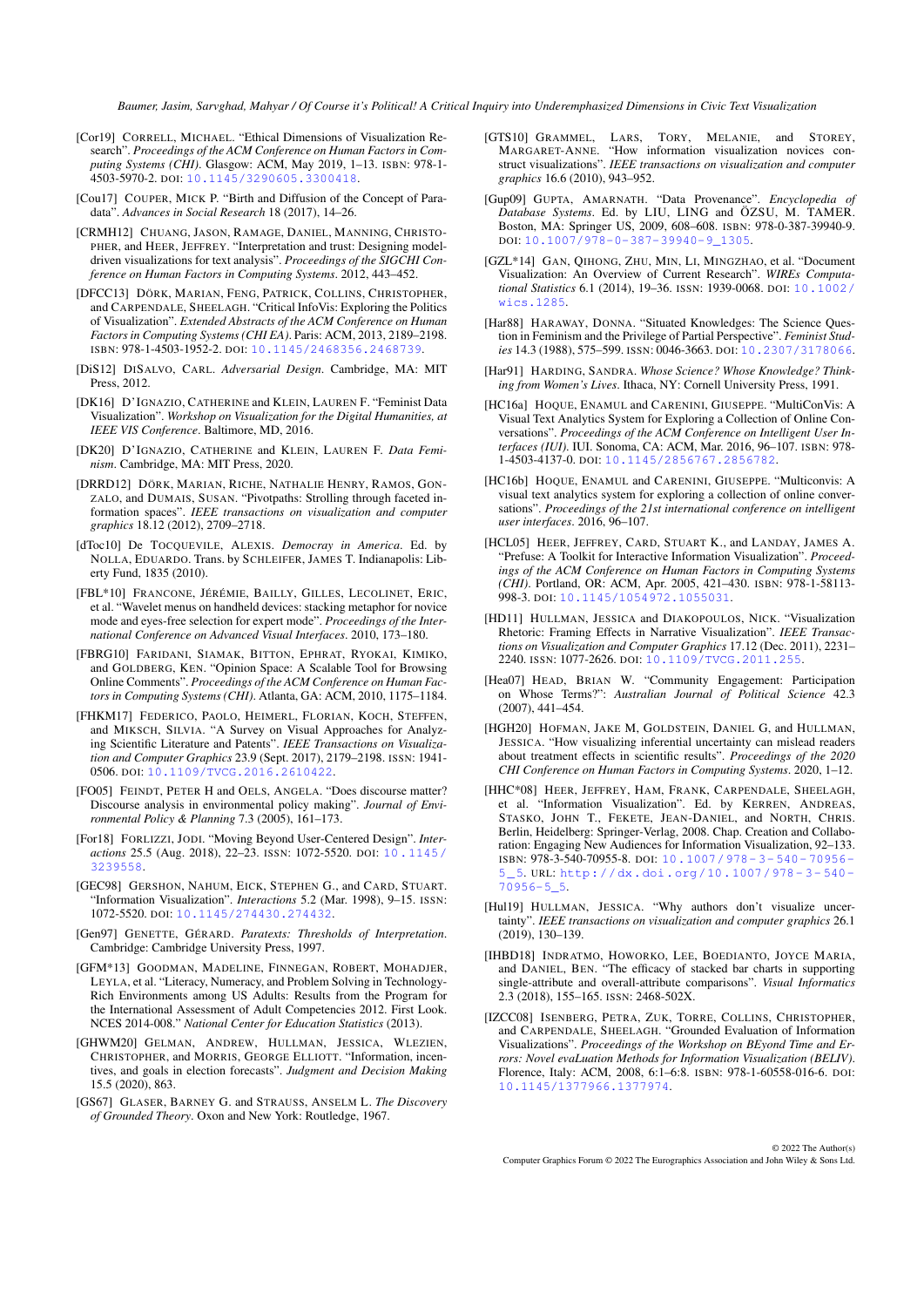[Cor19] CORRELL, MICHAEL. "Ethical Dimensions of Visualization Research". *Proceedings of the ACM Conference on Human Factors in Computing Systems (CHI)*. Glasgow: ACM, May 2019, 1–13. ISBN: 978-1-4503-5970-2. DOI: 10.1145/3290605.3300418.

[Cou17] COUPER, MICK P. "Birth and Diffusion of the Concept of Paradata". *Advances in Social Research* 18 (2017), 14–26.

[CRMH12] CHUANG, JASON, RAMAGE, DANIEL, MANNING, CHRISTOPHER, and HEER, JEFFREY. "Interpretation and trust: Designing model-driven visualizations for text analysis". *Proceedings of the SIGCHI Conference on Human Factors in Computing Systems*. 2012, 443–452.

[DFCC13] DÖRK, MARIAN, FENG, PATRICK, COLLINS, CHRISTOPHER, and CARPENDALE, SHEELAGH. "Critical InfoVis: Exploring the Politics of Visualization". *Extended Abstracts of the ACM Conference on Human Factors in Computing Systems (CHI EA)*. Paris: ACM, 2013, 2189–2198. ISBN: 978-1-4503-1952-2. DOI: 10.1145/2468356.2468739.

[DiS12] DISALVO, CARL. *Adversarial Design*. Cambridge, MA: MIT Press, 2012.

[DK16] D'IGNAZIO, CATHERINE and KLEIN, LAUREN F. "Feminist Data Visualization". *Workshop on Visualization for the Digital Humanities, at IEEE VIS Conference*. Baltimore, MD, 2016.

[DK20] D'IGNAZIO, CATHERINE and KLEIN, LAUREN F. *Data Feminism*. Cambridge, MA: MIT Press, 2020.

[DRRD12] DÖRK, MARIAN, RICHE, NATHALIE HENRY, RAMOS, GONZALO, and DUMAIS, SUSAN. "Pivotpaths: Strolling through faceted information spaces". *IEEE transactions on visualization and computer graphics* 18.12 (2012), 2709–2718.

[dToc10] De TOCQUEVILE, ALEXIS. *Democracy in America*. Ed. by NOLLA, EDUARDO. Trans. by SCHLEIFER, JAMES T. Indianapolis: Liberty Fund, 1835 (2010).

[FBL*10] FRANCONE, JÉRÉMIE, BAILLY, GILLES, LECOLINET, ERIC, et al. "Wavelet menus on handheld devices: stacking metaphor for novice mode and eyes-free selection for expert mode". *Proceedings of the International Conference on Advanced Visual Interfaces*. 2010, 173–180.

[FBRG10] FARIDANI, SIAMAK, BITTON, EPHRAT, RYOKAI, KIMIKO, and GOLDBERG, KEN. "Opinion Space: A Scalable Tool for Browsing Online Comments". *Proceedings of the ACM Conference on Human Factors in Computing Systems (CHI)*. Atlanta, GA: ACM, 2010, 1175–1184.

[FHKM17] FEDERICO, PAOLO, HEIMERL, FLORIAN, KOCH, STEFFEN, and MIKSCH, SILVIA. "A Survey on Visual Approaches for Analyzing Scientific Literature and Patents". *IEEE Transactions on Visualization and Computer Graphics* 23.9 (Sept. 2017), 2179–2198. ISSN: 1941-0506. DOI: 10.1109/TVCG.2016.2610422.

[FO05] FEINDT, PETER H and OELS, ANGELA. "Does discourse matter? Discourse analysis in environmental policy making". *Journal of Environmental Policy & Planning* 7.3 (2005), 161–173.

[For18] FORLIZZI, JODI. "Moving Beyond User-Centered Design". *Interactions* 25.5 (Aug. 2018), 22–23. ISSN: 1072-5520. DOI: 10.1145/3239558.

[GEC98] GERSHON, NAHUM, EICK, STEPHEN G., and CARD, STUART. "Information Visualization". *Interactions* 5.2 (Mar. 1998), 9–15. ISSN: 1072-5520. DOI: 10.1145/274430.274432.

[Gen97] GENETTE, GÉRARD. *Paratexts: Thresholds of Interpretation*. Cambridge: Cambridge University Press, 1997.

[GFM*13] GOODMAN, MADELINE, FINNEGAN, ROBERT, MOHADJER, LEYLA, et al. "Literacy, Numeracy, and Problem Solving in Technology-Rich Environments among US Adults: Results from the Program for the International Assessment of Adult Competencies 2012. First Look. NCES 2014-008." *National Center for Education Statistics* (2013).

[GHWM20] GELMAN, ANDREW, HULLMAN, JESSICA, WLEZIEN, CHRISTOPHER, and MORRIS, GEORGE ELLIOTT. "Information, incentives, and goals in election forecasts". *Judgment and Decision Making* 15.5 (2020), 863.

[GS67] GLASER, BARNEY G. and STRAUSS, ANSELM L. *The Discovery of Grounded Theory*. Oxon and New York: Routledge, 1967.

[GTS10] GRAMMEL, LARS, TORY, MELANIE, and STOREY, MARGARET-ANNE. "How information visualization novices construct visualizations". *IEEE transactions on visualization and computer graphics* 16.6 (2010), 943–952.

[Gup09] GUPTA, AMARNATH. "Data Provenance". *Encyclopedia of Database Systems*. Ed. by LIU, LING and ÖZSU, M. TAMER. Boston, MA: Springer US, 2009, 608–608. ISBN: 978-0-387-39940-9. DOI: 10.1007/978-0-387-39940-9_1305.

[GZL*14] GAN, QIHONG, ZHU, MIN, LI, MINGZHAO, et al. "Document Visualization: An Overview of Current Research". *WIREs Computational Statistics* 6.1 (2014), 19–36. ISSN: 1939-0068. DOI: 10.1002/wics.1285.

[Har88] HARAWAY, DONNA. "Situated Knowledges: The Science Question in Feminism and the Privilege of Partial Perspective". *Feminist Studies* 14.3 (1988), 575–599. ISSN: 0046-3663. DOI: 10.2307/3178066.

[Har91] HARDING, SANDRA. *Whose Science? Whose Knowledge? Thinking from Women's Lives*. Ithaca, NY: Cornell University Press, 1991.

[HC16a] HOQUE, ENAMUL and CARENINI, GIUSEPPE. "MultiConVis: A Visual Text Analytics System for Exploring a Collection of Online Conversations". *Proceedings of the ACM Conference on Intelligent User Interfaces (IUI)*. IUI. Sonoma, CA: ACM, Mar. 2016, 96–107. ISBN: 978-1-4503-4137-0. DOI: 10.1145/2856767.2856782.

[HC16b] HOQUE, ENAMUL and CARENINI, GIUSEPPE. "Multiconvis: A visual text analytics system for exploring a collection of online conversations". *Proceedings of the 21st international conference on intelligent user interfaces*. 2016, 96–107.

[HCL05] HEER, JEFFREY, CARD, STUART K., and LANDAY, JAMES A. "Prefuse: A Toolkit for Interactive Information Visualization". *Proceedings of the ACM Conference on Human Factors in Computing Systems (CHI)*. Portland, OR: ACM, Apr. 2005, 421–430. ISBN: 978-1-58113-998-3. DOI: 10.1145/1054972.1055031.

[HD11] HULLMAN, JESSICA and DIAKOPOULOS, NICK. "Visualization Rhetoric: Framing Effects in Narrative Visualization". *IEEE Transactions on Visualization and Computer Graphics* 17.12 (Dec. 2011), 2231–2240. ISSN: 1077-2626. DOI: 10.1109/TVCG.2011.255.

[Hea07] HEAD, BRIAN W. "Community Engagement: Participation on Whose Terms?". *Australian Journal of Political Science* 42.3 (2007), 441–454.

[HGH20] HOFMAN, JAKE M, GOLDSTEIN, DANIEL G, and HULLMAN, JESSICA. "How visualizing inferential uncertainty can mislead readers about treatment effects in scientific results". *Proceedings of the 2020 CHI Conference on Human Factors in Computing Systems*. 2020, 1–12.

[HHC*08] HEER, JEFFREY, HAM, FRANK, CARPENDALE, SHEELAGH, et al. "Information Visualization". Ed. by KERREN, ANDREAS, STASKO, JOHN T., FEKETE, JEAN-DANIEL, and NORTH, CHRIS. Berlin, Heidelberg: Springer-Verlag, 2008. Chap. Creation and Collaboration: Engaging New Audiences for Information Visualization, 92–133. ISBN: 978-3-540-70955-8. DOI: 10.1007/978-3-540-70956-5_5. URL: http://dx.doi.org/10.1007/978-3-540-70956-5_5.

[Hul19] HULLMAN, JESSICA. "Why authors don't visualize uncertainty". *IEEE transactions on visualization and computer graphics* 26.1 (2019), 130–139.

[IHBD18] INDRATMO, HOWORKO, LEE, BOEDIANTO, JOYCE MARIA, and DANIEL, BEN. "The efficacy of stacked bar charts in supporting single-attribute and overall-attribute comparisons". *Visual Informatics* 2.3 (2018), 155–165. ISSN: 2468-502X.

[IZCC08] ISENBERG, PETRA, ZUK, TORRE, COLLINS, CHRISTOPHER, and CARPENDALE, SHEELAGH. "Grounded Evaluation of Information Visualizations". *Proceedings of the Workshop on BEyond Time and Errors: Novel evaLuation Methods for Information Visualization (BELIV)*. Florence, Italy: ACM, 2008, 6:1–6:8. ISBN: 978-1-60558-016-6. DOI: 10.1145/1377966.1377974.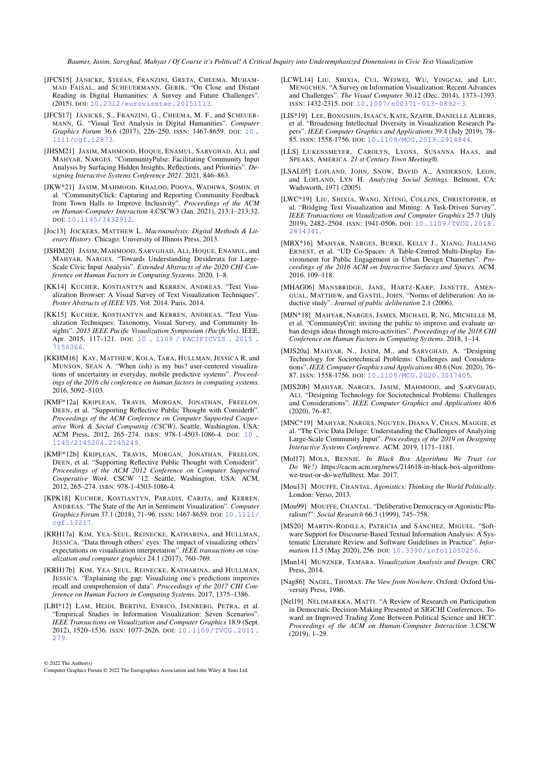[JFCS15] JÄNICKE, STEFAN, FRANZINI, GRETA, CHEEMA, MUHAMMAD FAISAL, and SCHEUERMANN, GERIK. "On Close and Distant Reading in Digital Humanities: A Survey and Future Challenges". (2015). DOI: 10.2312/eurovisstar.20151113.

[JFCS17] JÄNICKE, S., FRANZINI, G., CHEEMA, M. F., and SCHEUERMANN, G. "Visual Text Analysis in Digital Humanities". *Computer Graphics Forum* 36.6 (2017), 226–250. ISSN: 1467-8659. DOI: 10.1111/cgf.12873.

[JHSM21] JASIM, MAHMOOD, HOQUE, ENAMUL, SARVGHAD, ALI, and MAHYAR, NARGES. "CommunityPulse: Facilitating Community Input Analysis by Surfacing Hidden Insights, Reflections, and Priorities". *Designing Interactive Systems Conference 2021*. 2021, 846–863.

[JKW*21] JASIM, MAHMOOD, KHALOO, POOYA, WADHWA, SOMIN, et al. "CommunityClick: Capturing and Reporting Community Feedback from Town Halls to Improve Inclusivity". *Proceedings of the ACM on Human-Computer Interaction* 4.CSCW3 (Jan. 2021), 213:1–213:32. DOI: 10.1145/3432912.

[Joc13] JOCKERS, MATTHEW L. *Macroanalysis: Digital Methods & Literary History*. Chicago: University of Illinois Press, 2013.

[JSHM20] JASIM, MAHMOOD, SARVGHAD, ALI, HOQUE, ENAMUL, and MAHYAR, NARGES. "Towards Understanding Desiderata for Large-Scale Civic Input Analysis". *Extended Abstracts of the 2020 CHI Conference on Human Factors in Computing Systems*. 2020, 1–8.

[KK14] KUCHER, KOSTIANTYN and KERREN, ANDREAS. "Text Visualization Browser: A Visual Survey of Text Visualization Techniques". *Poster Abstracts of IEEE VIS*. Vol. 2014. Paris, 2014.

[KK15] KUCHER, KOSTIANTYN and KERREN, ANDREAS. "Text Visualization Techniques: Taxonomy, Visual Survey, and Community Insights". *2015 IEEE Pacific Visualization Symposium (PacificVis)*. IEEE, Apr. 2015, 117–121. DOI: 10.1109/PACIFICVIS.2015.7156366.

[KKHM16] KAY, MATTHEW, KOLA, TARA, HULLMAN, JESSICA R, and MUNSON, SEAN A. "When (ish) is my bus? user-centered visualizations of uncertainty in everyday, mobile predictive systems". *Proceedings of the 2016 chi conference on human factors in computing systems*. 2016, 5092–5103.

[KMF*12a] KRIPLEAN, TRAVIS, MORGAN, JONATHAN, FREELON, DEEN, et al. "Supporting Reflective Public Thought with ConsiderIt". *Proceedings of the ACM Conference on Computer Supported Cooperative Work & Social Computing (CSCW)*. Seattle, Washington, USA: ACM Press, 2012, 265–274. ISBN: 978-1-4503-1086-4. DOI: 10.1145/2145204.2145249.

[KMF*12b] KRIPLEAN, TRAVIS, MORGAN, JONATHAN, FREELON, DEEN, et al. "Supporting Reflective Public Thought with Considerit". *Proceedings of the ACM 2012 Conference on Computer Supported Cooperative Work*. CSCW '12. Seattle, Washington, USA: ACM, 2012, 265–274. ISBN: 978-1-4503-1086-4.

[KPK18] KUCHER, KOSTIANTYN, PARADIS, CARITA, and KERREN, ANDREAS. "The State of the Art in Sentiment Visualization". *Computer Graphics Forum* 37.1 (2018), 71–96. ISSN: 1467-8659. DOI: 10.1111/cgf.13217.

[KRH17a] KIM, YEA-SEUL, REINECKE, KATHARINA, and HULLMAN, JESSICA. "Data through others' eyes: The impact of visualizing others' expectations on visualization interpretation". *IEEE transactions on visualization and computer graphics* 24.1 (2017), 760–769.

[KRH17b] KIM, YEA-SEUL, REINECKE, KATHARINA, and HULLMAN, JESSICA. "Explaining the gap: Visualizing one's predictions improves recall and comprehension of data". *Proceedings of the 2017 CHI Conference on Human Factors in Computing Systems*. 2017, 1375–1386.

[LBI*12] LAM, HEIDI, BERTINI, ENRICO, ISENBERG, PETRA, et al. "Empirical Studies in Information Visualization: Seven Scenarios". *IEEE Transactions on Visualization and Computer Graphics* 18.9 (Sept. 2012), 1520–1536. ISSN: 1077-2626. DOI: 10.1109/TVCG.2011.279.

[LCWL14] LIU, SHIXIA, CUI, WEIWEI, WU, YINGCAI, and LIU, MENGCHEN. "A Survey on Information Visualization: Recent Advances and Challenges". *The Visual Computer* 30.12 (Dec. 2014), 1373–1393. ISSN: 1432-2315. DOI: 10.1007/s00371-013-0892-3.

[LIS*19] LEE, BONGSHIN, ISAACS, KATE, SZAFIR, DANIELLE ALBERS, et al. "Broadening Intellectual Diversity in Visualization Research Papers". *IEEE Computer Graphics and Applications* 39.4 (July 2019), 78–85. ISSN: 1558-1756. DOI: 10.1109/MCG.2019.2914844.

[LLS] LUKENSMEYER, CAROLYN, LYONS, SUSANNA HAAS, and SPEAKS, AMERICA. *21 st Century Town Meeting®*.

[LSAL05] LOFLAND, JOHN, SNOW, DAVID A., ANDERSON, LEON, and LOFLAND, LYN H. *Analyzing Social Settings*. Belmont, CA: Wadsworth, 1971 (2005).

[LWC*19] LIU, SHIXIA, WANG, XITING, COLLINS, CHRISTOPHER, et al. "Bridging Text Visualization and Mining: A Task-Driven Survey". *IEEE Transactions on Visualization and Computer Graphics* 25.7 (July 2019), 2482–2504. ISSN: 1941-0506. DOI: 10.1109/TVCG.2018.2834341.

[MBX*16] MAHYAR, NARGES, BURKE, KELLY J., XIANG, JIALIANG ERNEST, et al. "UD Co-Spaces: A Table-Centred Multi-Display Environment for Public Engagement in Urban Design Charrettes". *Proceedings of the 2016 ACM on Interactive Surfaces and Spaces*. ACM. 2016, 109–118.

[MHAG06] MANSBRIDGE, JANE, HARTZ-KARP, JANETTE, AMENGUAL, MATTHEW, and GASTIL, JOHN. "Norms of deliberation: An inductive study". *Journal of public deliberation* 2.1 (2006).

[MJN*18] MAHYAR, NARGES, JAMES, MICHAEL R, NG, MICHELLE M, et al. "CommunityCrit: inviting the public to improve and evaluate urban design ideas through micro-activities". *Proceedings of the 2018 CHI Conference on Human Factors in Computing Systems*. 2018, 1–14.

[MJS20a] MAHYAR, N., JASIM, M., and SARVGHAD, A. "Designing Technology for Sociotechnical Problems: Challenges and Considerations". *IEEE Computer Graphics and Applications* 40.6 (Nov. 2020), 76–87. ISSN: 1558-1756. DOI: 10.1109/MCG.2020.3017405.

[MJS20b] MAHYAR, NARGES, JASIM, MAHMOOD, and SARVGHAD, ALI. "Designing Technology for Sociotechnical Problems: Challenges and Considerations". *IEEE Computer Graphics and Applications* 40.6 (2020), 76–87.

[MNC*19] MAHYAR, NARGES, NGUYEN, DIANA V, CHAN, MAGGIE, et al. "The Civic Data Deluge: Understanding the Challenges of Analyzing Large-Scale Community Input". *Proceedings of the 2019 on Designing Interactive Systems Conference*. ACM. 2019, 1171–1181.

[Mol17] MOLS, BENNIE. *In Black Box Algorithms We Trust (or Do We?)* https://cacm.acm.org/news/214618-in-black-box-algorithms-we-trust-or-do-we/fulltext. Mar. 2017.

[Mou13] MOUFFE, CHANTAL. *Agonistics: Thinking the World Politically*. London: Verso, 2013.

[Mou99] MOUFFE, CHANTAL. "Deliberative Democracy or Agonistic Pluralism?": *Social Research* 66.3 (1999), 745–758.

[MS20] MARTIN-RODILLA, PATRICIA and SÁNCHEZ, MIGUEL. "Software Support for Discourse-Based Textual Information Analysis: A Systematic Literature Review and Software Guidelines in Practice". *Information* 11.5 (May 2020), 256. DOI: 10.3390/info11050256.

[Mun14] MUNZNER, TAMARA. *Visualization Analysis and Design*. CRC Press, 2014.

[Nag86] NAGEL, THOMAS. *The View from Nowhere*. Oxford: Oxford University Press, 1986.

[Nel19] NELIMARKKA, MATTI. "A Review of Research on Participation in Democratic Decision-Making Presented at SIGCHI Conferences. Toward an Improved Trading Zone Between Political Science and HCI". *Proceedings of the ACM on Human-Computer Interaction* 3.CSCW (2019), 1–29.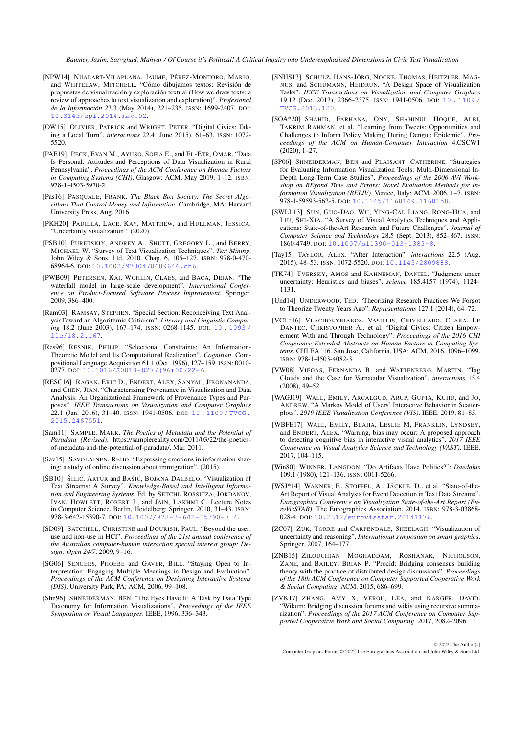[NPW14] Nualart-Vilaplana, Jaume, Pérez-Montoro, Mario, and Whitelaw, Mitchell. "Cómo dibujamos textos: Revisión de propuestas de visualización y exploración textual (How we draw texts: a review of approaches to text visualization and exploration)". *Profesional de la Información* 23.3 (May 2014), 221–235. ISSN: 1699-2407. DOI: 10.3145/epi.2014.may.02.

[OW15] Olivier, Patrick and Wright, Peter. "Digital Civics: Taking a Local Turn". *interactions* 22.4 (June 2015), 61–63. ISSN: 1072-5520.

[PAE19] Peck, Evan M., Ayuso, Sofia E., and El-Etr, Omar. "Data Is Personal: Attitudes and Perceptions of Data Visualization in Rural Pennsylvania". *Proceedings of the ACM Conference on Human Factors in Computing Systems (CHI)*. Glasgow: ACM, May 2019, 1–12. ISBN: 978-1-4503-5970-2.

[Pas16] Pasquale, Frank. *The Black Box Society: The Secret Algorithms That Control Money and Information*. Cambridge, MA: Harvard University Press, Aug. 2016.

[PKH20] Padilla, Lace, Kay, Matthew, and Hullman, Jessica. "Uncertainty visualization". (2020).

[PSB10] Puretskiy, Andrey A., Shutt, Gregory L., and Berry, Michael W. "Survey of Text Visualization Techniques". *Text Mining*. John Wiley & Sons, Ltd, 2010. Chap. 6, 105–127. ISBN: 978-0-470-68964-6. DOI: 10.1002/9780470689646.ch6.

[PWB09] Petersen, Kai, Wohlin, Claes, and Baca, Dejan. "The waterfall model in large-scale development". *International Conference on Product-Focused Software Process Improvement*. Springer. 2009, 386–400.

[Ram03] Ramsay, Stephen. "Special Section: Reconceiving Text AnalysisToward an Algorithmic Criticism". *Literary and Linguistic Computing* 18.2 (June 2003), 167–174. ISSN: 0268-1145. DOI: 10.1093/llc/18.2.167.

[Res96] Resnik, Philip. "Selectional Constraints: An Information-Theoretic Model and Its Computational Realization". *Cognition*. Compositional Language Acquisition 61.1 (Oct. 1996), 127–159. ISSN: 0010-0277. DOI: 10.1016/S0010-0277(96)00722-6.

[RESC16] Ragan, Eric D., Endert, Alex, Sanyal, Jibonananda, and Chen, Jian. "Characterizing Provenance in Visualization and Data Analysis: An Organizational Framework of Provenance Types and Purposes". *IEEE Transactions on Visualization and Computer Graphics* 22.1 (Jan. 2016), 31–40. ISSN: 1941-0506. DOI: 10.1109/TVCG.2015.2467551.

[Sam11] Sample, Mark. *The Poetics of Metadata and the Potential of Paradata (Revised)*. https://samplereality.com/2011/03/22/the-poetics-of-metadata-and-the-potential-of-paradata/. Mar. 2011.

[Sav15] Savolainen, Reijo. "Expressing emotions in information sharing: a study of online discussion about immigration". (2015).

[ŠB10] Šilić, Artur and Bašić, Bojana Dalbelo. "Visualization of Text Streams: A Survey". *Knowledge-Based and Intelligent Information and Engineering Systems*. Ed. by Setchi, Rossitza, Jordanov, Ivan, Howlett, Robert J., and Jain, Lakhmi C. Lecture Notes in Computer Science. Berlin, Heidelberg: Springer, 2010, 31–43. ISBN: 978-3-642-15390-7. DOI: 10.1007/978-3-642-15390-7_4.

[SD09] Satchell, Christine and Dourish, Paul. "Beyond the user: use and non-use in HCI". *Proceedings of the 21st annual conference of the Australian computer-human interaction special interest group: Design: Open 24/7*. 2009, 9–16.

[SG06] Sengers, Phoebe and Gaver, Bill. "Staying Open to Interpretation: Engaging Multiple Meanings in Design and Evaluation". *Proceedings of the ACM Conference on Designing Interactive Systems (DIS)*. University Park, PA: ACM, 2006, 99–108.

[Shn96] Shneiderman, Ben. "The Eyes Have It: A Task by Data Type Taxonomy for Information Visualizations". *Proceedings of the IEEE Symposium on Visual Languages*. IEEE, 1996, 336–343.

[SNHS13] Schulz, Hans-Jörg, Nocke, Thomas, Heitzler, Magnus, and Schumann, Heidrun. "A Design Space of Visualization Tasks". *IEEE Transactions on Visualization and Computer Graphics* 19.12 (Dec. 2013), 2366–2375. ISSN: 1941-0506. DOI: 10.1109/TVCG.2013.120.

[SOA*20] Shahid, Farhana, Ony, Shahinul Hoque, Albi, Takrim Rahman, et al. "Learning from Tweets: Opportunities and Challenges to Inform Policy Making During Dengue Epidemic". *Proceedings of the ACM on Human-Computer Interaction* 4.CSCW1 (2020), 1–27.

[SP06] Shneiderman, Ben and Plaisant, Catherine. "Strategies for Evaluating Information Visualization Tools: Multi-Dimensional In-Depth Long-Term Case Studies". *Proceedings of the 2006 AVI Workshop on BEyond Time and Errors: Novel Evaluation Methods for Information Visualization (BELIV)*. Venice, Italy: ACM, 2006, 1–7. ISBN: 978-1-59593-562-5. DOI: 10.1145/1168149.1168158.

[SWLL13] Sun, Guo-Dao, Wu, Ying-Cai, Liang, Rong-Hua, and Liu, Shi-Xia. "A Survey of Visual Analytics Techniques and Applications: State-of-the-Art Research and Future Challenges". *Journal of Computer Science and Technology* 28.5 (Sept. 2013), 852–867. ISSN: 1860-4749. DOI: 10.1007/s11390-013-1383-8.

[Tay15] Taylor, Alex. "After Interaction". *interactions* 22.5 (Aug. 2015), 48–53. ISSN: 1072-5520. DOI: 10.1145/2809888.

[TK74] Tversky, Amos and Kahneman, Daniel. "Judgment under uncertainty: Heuristics and biases". *science* 185.4157 (1974), 1124–1131.

[Und14] Underwood, Ted. "Theorizing Research Practices We Forgot to Theorize Twenty Years Ago". *Representations* 127.1 (2014), 64–72.

[VCL*16] Vlachokyriakos, Vasillis, Crivellaro, Clara, Le Dantec, Christopher A., et al. "Digital Civics: Citizen Empowerment With and Through Technology". *Proceedings of the 2016 CHI Conference Extended Abstracts on Human Factors in Computing Systems*. CHI EA '16. San Jose, California, USA: ACM, 2016, 1096–1099. ISBN: 978-1-4503-4082-3.

[VW08] Viégas, Fernanda B. and Wattenberg, Martin. "Tag Clouds and the Case for Vernacular Visualization". *interactions* 15.4 (2008), 49–52.

[WAGJ19] Wall, Emily, Arcalgud, Arup, Gupta, Kuhu, and Jo, Andrew. "A Markov Model of Users' Interactive Behavior in Scatterplots". *2019 IEEE Visualization Conference (VIS)*. IEEE. 2019, 81–85.

[WBFE17] Wall, Emily, Blaha, Leslie M, Franklin, Lyndsey, and Endert, Alex. "Warning, bias may occur: A proposed approach to detecting cognitive bias in interactive visual analytics". *2017 IEEE Conference on Visual Analytics Science and Technology (VAST)*. IEEE. 2017, 104–115.

[Win80] Winner, Langdon. "Do Artifacts Have Politics?": *Daedalus* 109.1 (1980), 121–136. ISSN: 0011-5266.

[WSJ*14] Wanner, F., Stoffel, A., Jäckle, D., et al. "State-of-the-Art Report of Visual Analysis for Event Detection in Text Data Streams". *Eurographics Conference on Visualization State-of-the-Art Report (EuroVisSTAR)*. The Eurographics Association, 2014. ISBN: 978-3-03868-028-4. DOI: 10.2312/eurovisstar.20141176.

[ZC07] Zuk, Torre and Carpendale, Sheelagh. "Visualization of uncertainty and reasoning". *International symposium on smart graphics*. Springer. 2007, 164–177.

[ZNB15] Zilouchian Moghaddam, Roshanak, Nicholson, Zane, and Bailey, Brian P. "Procid: Bridging consensus building theory with the practice of distributed design discussions". *Proceedings of the 18th ACM Conference on Computer Supported Cooperative Work & Social Computing*. ACM. 2015, 686–699.

[ZVK17] Zhang, Amy X, Verou, Lea, and Karger, David. "Wikum: Bridging discussion forums and wikis using recursive summarization". *Proceedings of the 2017 ACM Conference on Computer Supported Cooperative Work and Social Computing*. 2017, 2082–2096.